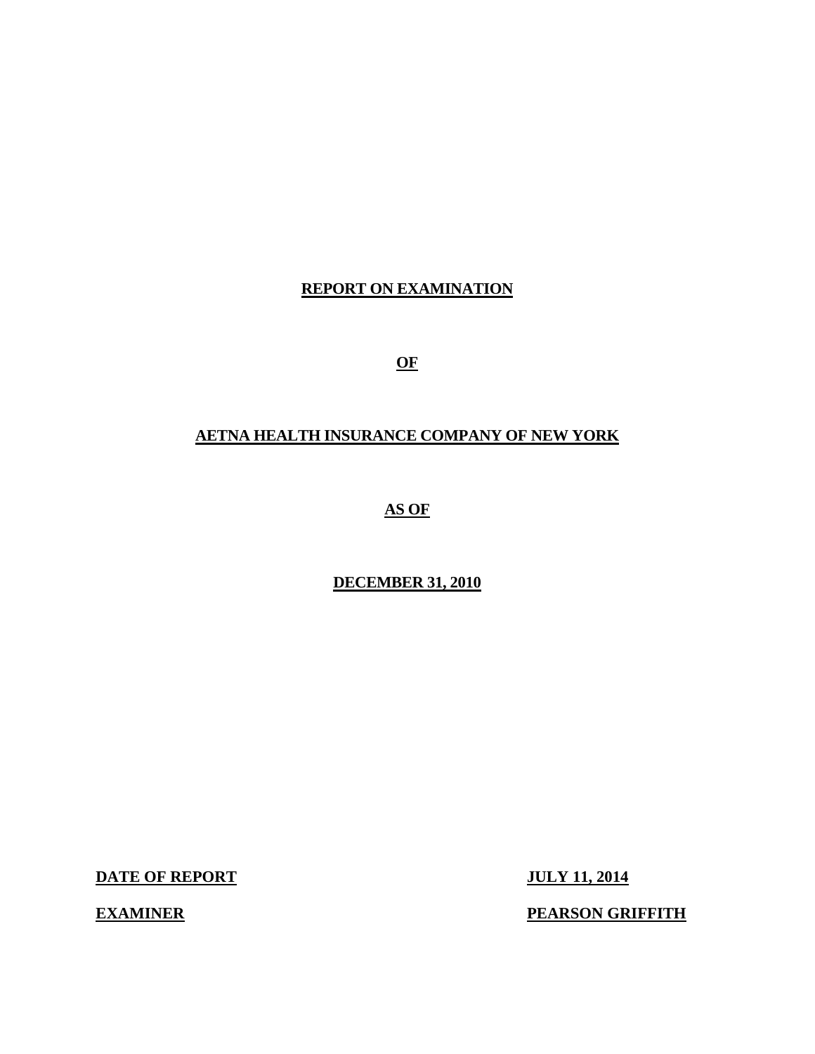# REPORT ON EXAMINATION

# OF

# AETNA HEALTH INSURANCE COMPANY OF NEW YORK

# AS OF

# DECEMBER 31, 2010

| | |
|---|---|
| **DATE OF REPORT** | **JULY 11, 2014** |
| **EXAMINER** | **PEARSON GRIFFITH** |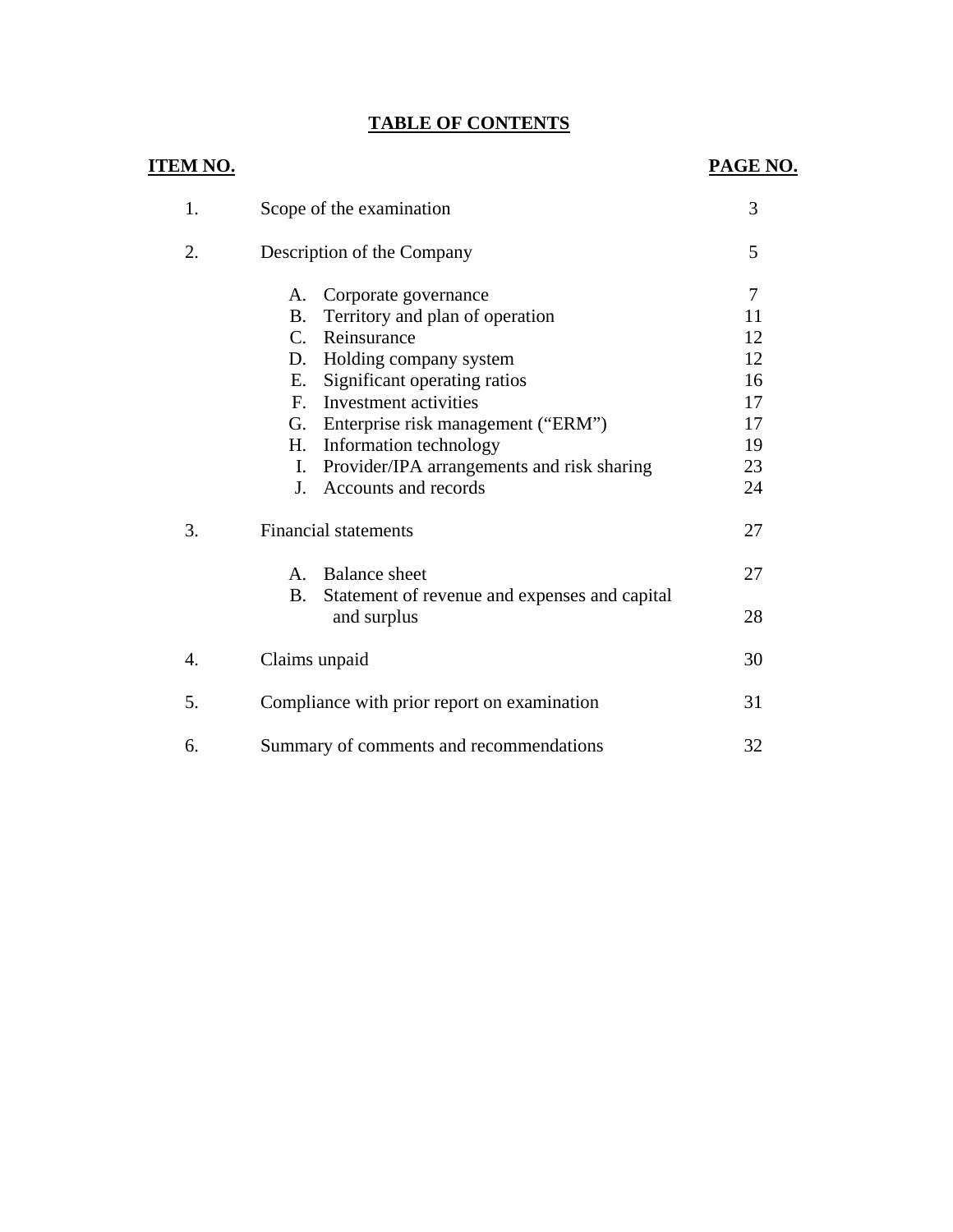# TABLE OF CONTENTS

| ITEM NO. | | PAGE NO. |
|---|---|---|
| 1. | Scope of the examination | 3 |
| 2. | Description of the Company | 5 |
| | A. Corporate governance | 7 |
| | B. Territory and plan of operation | 11 |
| | C. Reinsurance | 12 |
| | D. Holding company system | 12 |
| | E. Significant operating ratios | 16 |
| | F. Investment activities | 17 |
| | G. Enterprise risk management (“ERM”) | 17 |
| | H. Information technology | 19 |
| | I. Provider/IPA arrangements and risk sharing | 23 |
| | J. Accounts and records | 24 |
| 3. | Financial statements | 27 |
| | A. Balance sheet | 27 |
| | B. Statement of revenue and expenses and capital and surplus | 28 |
| 4. | Claims unpaid | 30 |
| 5. | Compliance with prior report on examination | 31 |
| 6. | Summary of comments and recommendations | 32 |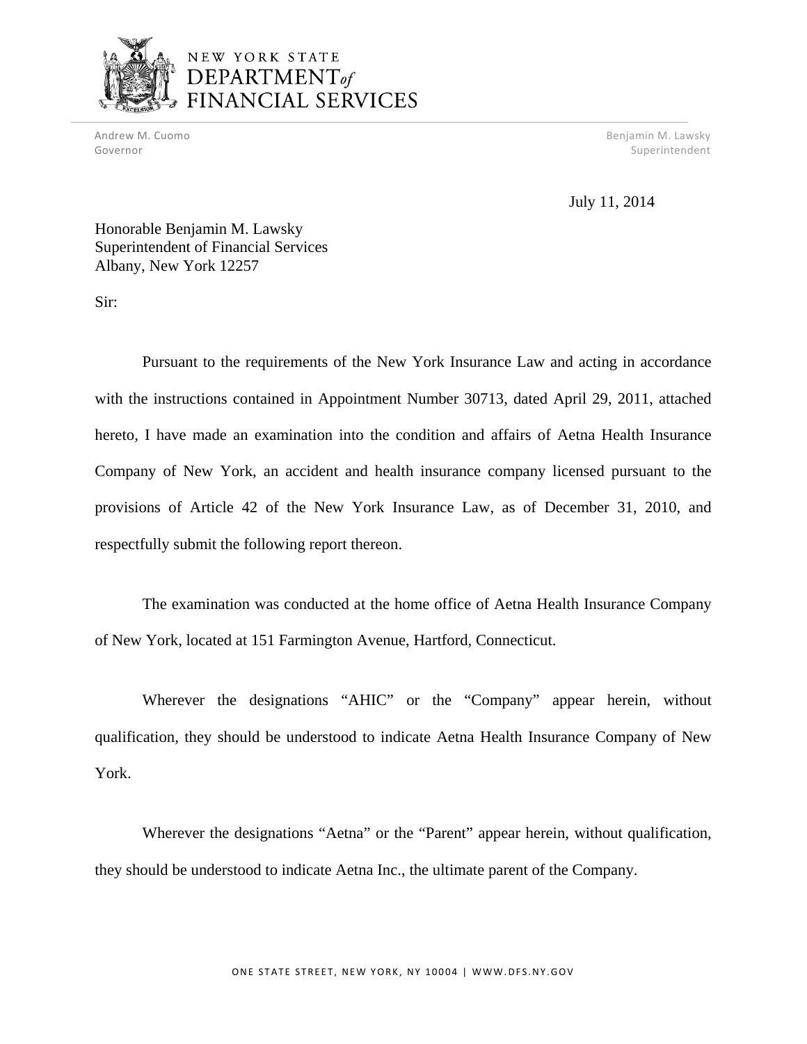NEW YORK STATE
DEPARTMENT *of*
FINANCIAL SERVICES

Andrew M. Cuomo
Governor

Benjamin M. Lawsky
Superintendent

July 11, 2014

Honorable Benjamin M. Lawsky
Superintendent of Financial Services
Albany, New York 12257

Sir:

Pursuant to the requirements of the New York Insurance Law and acting in accordance with the instructions contained in Appointment Number 30713, dated April 29, 2011, attached hereto, I have made an examination into the condition and affairs of Aetna Health Insurance Company of New York, an accident and health insurance company licensed pursuant to the provisions of Article 42 of the New York Insurance Law, as of December 31, 2010, and respectfully submit the following report thereon.

The examination was conducted at the home office of Aetna Health Insurance Company of New York, located at 151 Farmington Avenue, Hartford, Connecticut.

Wherever the designations "AHIC" or the "Company" appear herein, without qualification, they should be understood to indicate Aetna Health Insurance Company of New York.

Wherever the designations "Aetna" or the "Parent" appear herein, without qualification, they should be understood to indicate Aetna Inc., the ultimate parent of the Company.

ONE STATE STREET, NEW YORK, NY 10004 | WWW.DFS.NY.GOV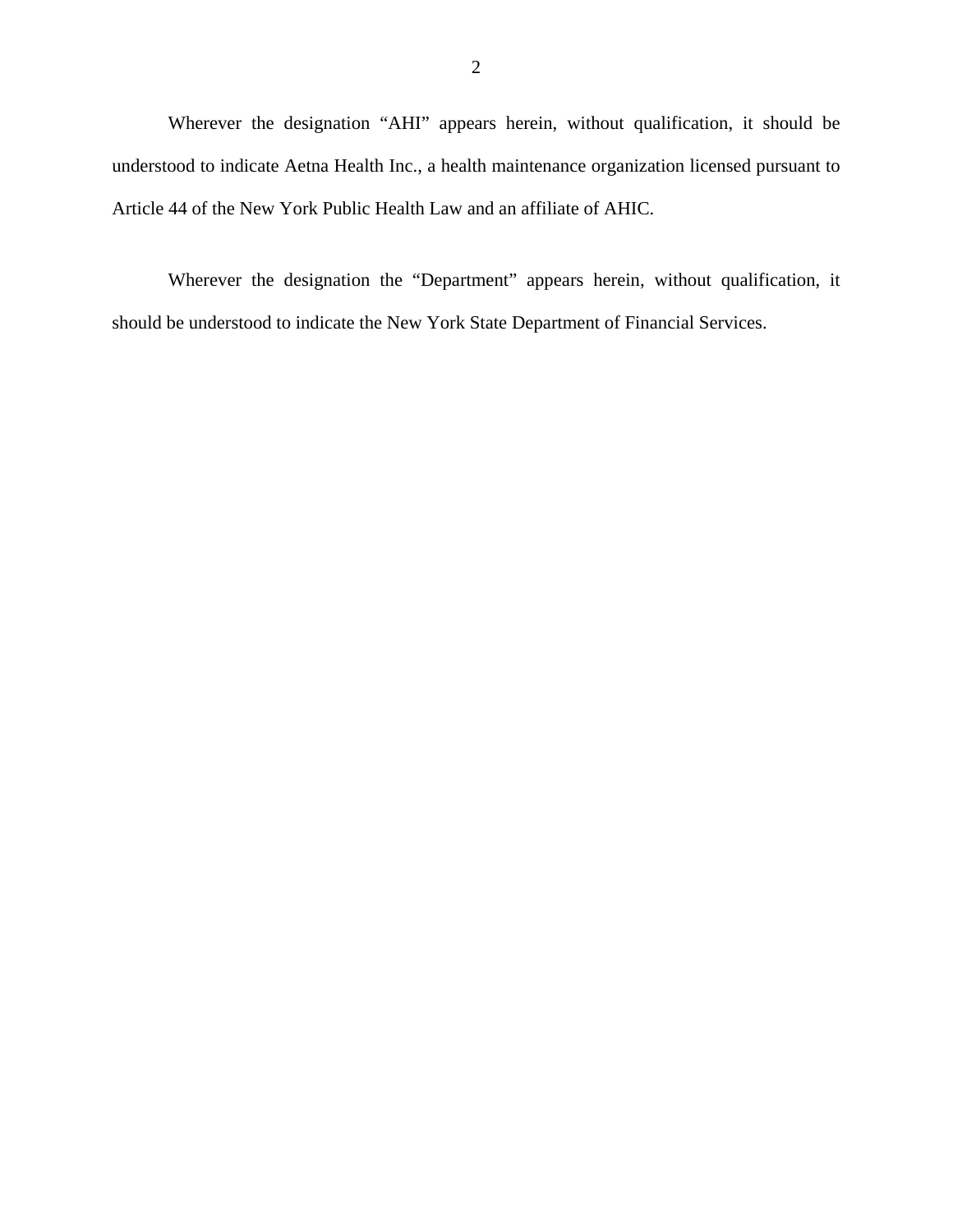Wherever the designation "AHI" appears herein, without qualification, it should be understood to indicate Aetna Health Inc., a health maintenance organization licensed pursuant to Article 44 of the New York Public Health Law and an affiliate of AHIC.

Wherever the designation the "Department" appears herein, without qualification, it should be understood to indicate the New York State Department of Financial Services.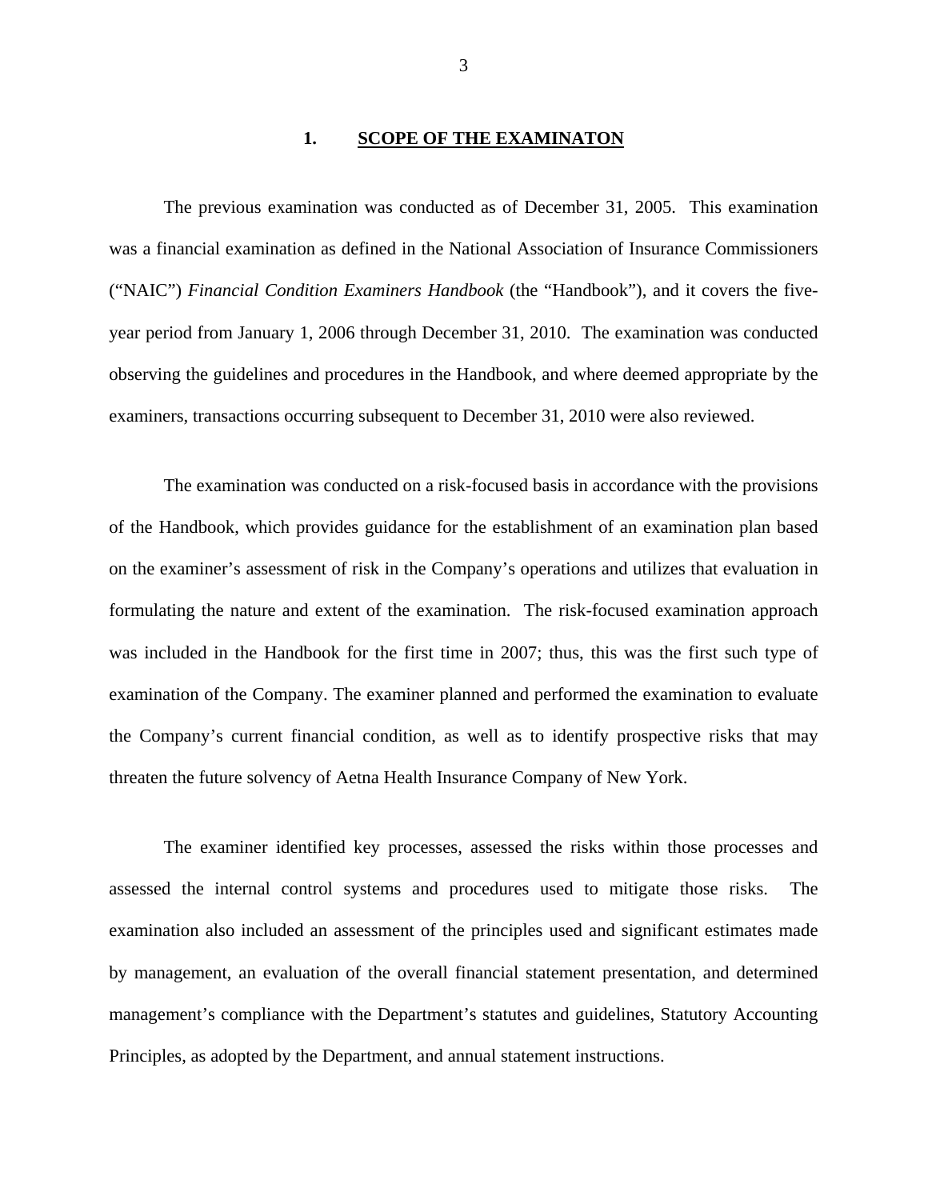## 1. SCOPE OF THE EXAMINATON

The previous examination was conducted as of December 31, 2005. This examination was a financial examination as defined in the National Association of Insurance Commissioners ("NAIC") *Financial Condition Examiners Handbook* (the "Handbook"), and it covers the five-year period from January 1, 2006 through December 31, 2010. The examination was conducted observing the guidelines and procedures in the Handbook, and where deemed appropriate by the examiners, transactions occurring subsequent to December 31, 2010 were also reviewed.

The examination was conducted on a risk-focused basis in accordance with the provisions of the Handbook, which provides guidance for the establishment of an examination plan based on the examiner's assessment of risk in the Company's operations and utilizes that evaluation in formulating the nature and extent of the examination. The risk-focused examination approach was included in the Handbook for the first time in 2007; thus, this was the first such type of examination of the Company. The examiner planned and performed the examination to evaluate the Company's current financial condition, as well as to identify prospective risks that may threaten the future solvency of Aetna Health Insurance Company of New York.

The examiner identified key processes, assessed the risks within those processes and assessed the internal control systems and procedures used to mitigate those risks. The examination also included an assessment of the principles used and significant estimates made by management, an evaluation of the overall financial statement presentation, and determined management's compliance with the Department's statutes and guidelines, Statutory Accounting Principles, as adopted by the Department, and annual statement instructions.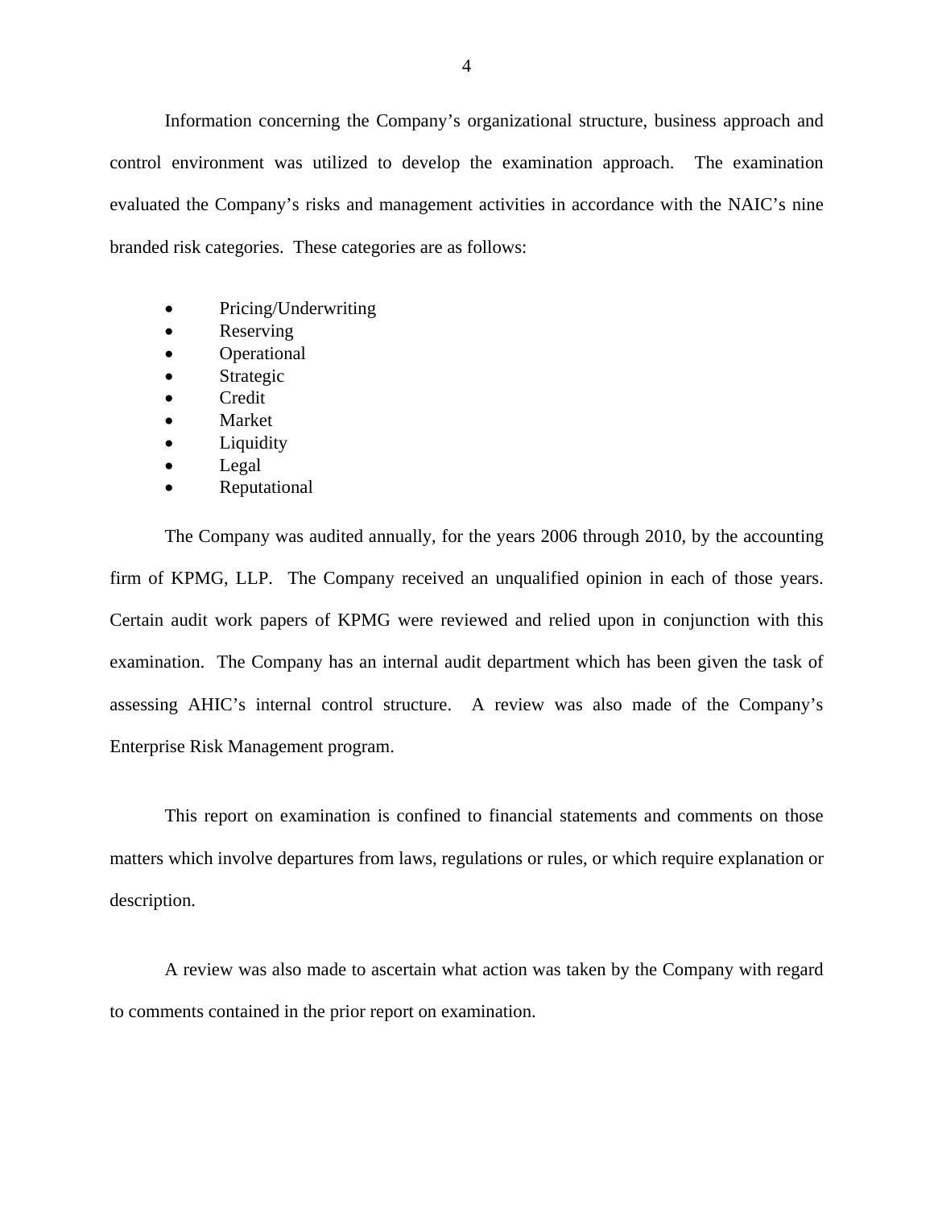Information concerning the Company's organizational structure, business approach and control environment was utilized to develop the examination approach. The examination evaluated the Company's risks and management activities in accordance with the NAIC's nine branded risk categories. These categories are as follows:

- Pricing/Underwriting
- Reserving
- Operational
- Strategic
- Credit
- Market
- Liquidity
- Legal
- Reputational

The Company was audited annually, for the years 2006 through 2010, by the accounting firm of KPMG, LLP. The Company received an unqualified opinion in each of those years. Certain audit work papers of KPMG were reviewed and relied upon in conjunction with this examination. The Company has an internal audit department which has been given the task of assessing AHIC's internal control structure. A review was also made of the Company's Enterprise Risk Management program.

This report on examination is confined to financial statements and comments on those matters which involve departures from laws, regulations or rules, or which require explanation or description.

A review was also made to ascertain what action was taken by the Company with regard to comments contained in the prior report on examination.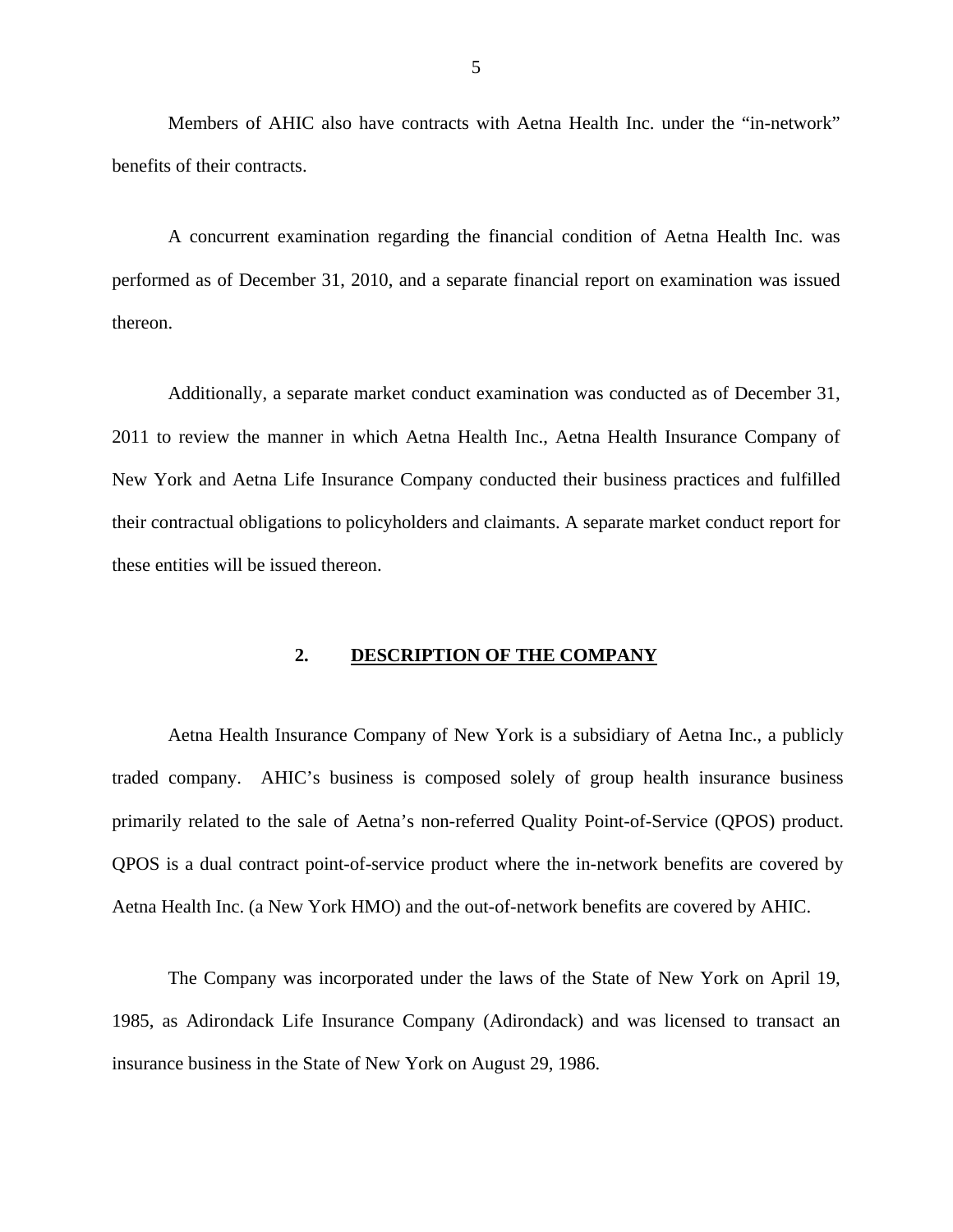Members of AHIC also have contracts with Aetna Health Inc. under the "in-network" benefits of their contracts.

A concurrent examination regarding the financial condition of Aetna Health Inc. was performed as of December 31, 2010, and a separate financial report on examination was issued thereon.

Additionally, a separate market conduct examination was conducted as of December 31, 2011 to review the manner in which Aetna Health Inc., Aetna Health Insurance Company of New York and Aetna Life Insurance Company conducted their business practices and fulfilled their contractual obligations to policyholders and claimants. A separate market conduct report for these entities will be issued thereon.

## 2. DESCRIPTION OF THE COMPANY

Aetna Health Insurance Company of New York is a subsidiary of Aetna Inc., a publicly traded company. AHIC's business is composed solely of group health insurance business primarily related to the sale of Aetna's non-referred Quality Point-of-Service (QPOS) product. QPOS is a dual contract point-of-service product where the in-network benefits are covered by Aetna Health Inc. (a New York HMO) and the out-of-network benefits are covered by AHIC.

The Company was incorporated under the laws of the State of New York on April 19, 1985, as Adirondack Life Insurance Company (Adirondack) and was licensed to transact an insurance business in the State of New York on August 29, 1986.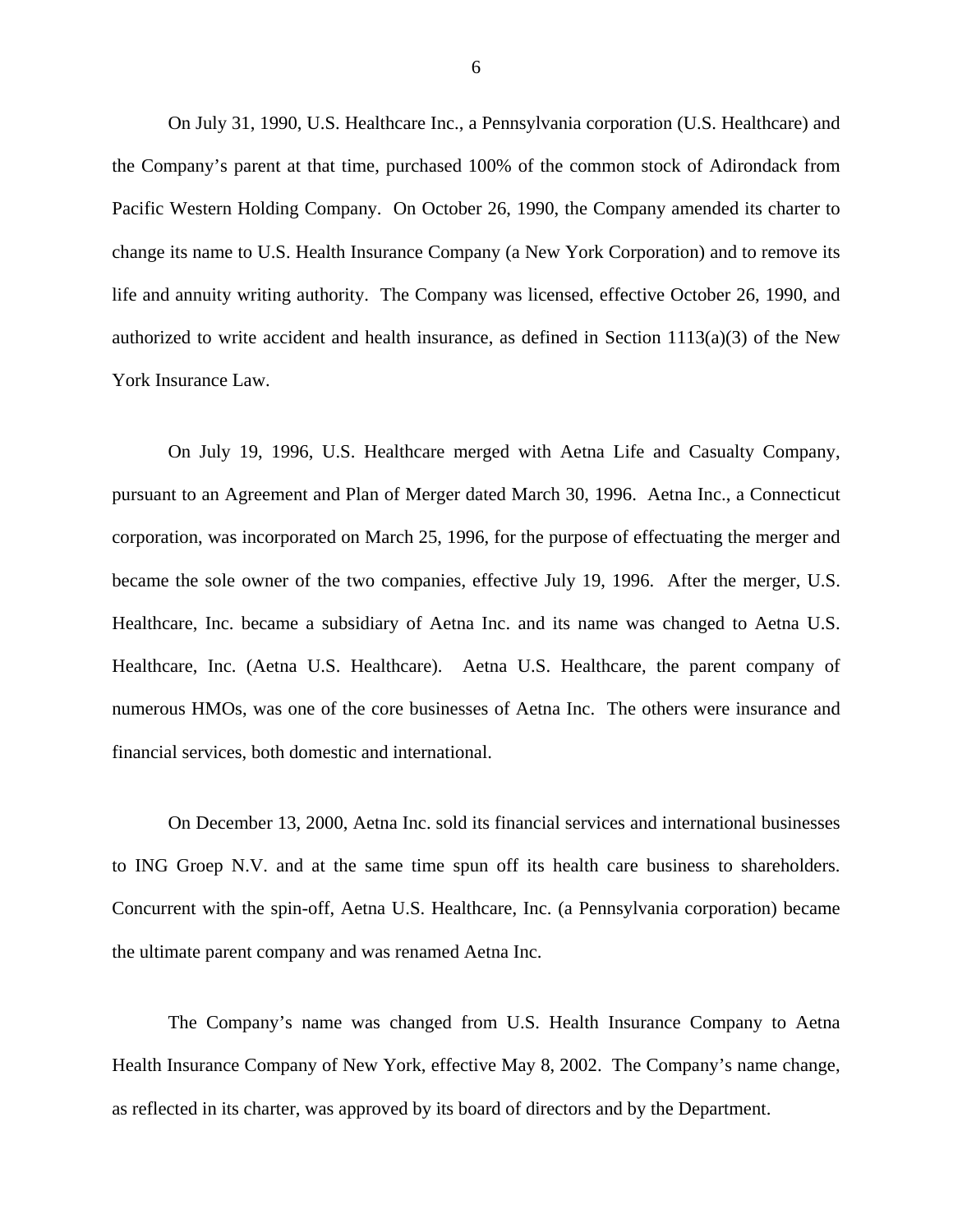On July 31, 1990, U.S. Healthcare Inc., a Pennsylvania corporation (U.S. Healthcare) and the Company's parent at that time, purchased 100% of the common stock of Adirondack from Pacific Western Holding Company. On October 26, 1990, the Company amended its charter to change its name to U.S. Health Insurance Company (a New York Corporation) and to remove its life and annuity writing authority. The Company was licensed, effective October 26, 1990, and authorized to write accident and health insurance, as defined in Section 1113(a)(3) of the New York Insurance Law.

On July 19, 1996, U.S. Healthcare merged with Aetna Life and Casualty Company, pursuant to an Agreement and Plan of Merger dated March 30, 1996. Aetna Inc., a Connecticut corporation, was incorporated on March 25, 1996, for the purpose of effectuating the merger and became the sole owner of the two companies, effective July 19, 1996. After the merger, U.S. Healthcare, Inc. became a subsidiary of Aetna Inc. and its name was changed to Aetna U.S. Healthcare, Inc. (Aetna U.S. Healthcare). Aetna U.S. Healthcare, the parent company of numerous HMOs, was one of the core businesses of Aetna Inc. The others were insurance and financial services, both domestic and international.

On December 13, 2000, Aetna Inc. sold its financial services and international businesses to ING Groep N.V. and at the same time spun off its health care business to shareholders. Concurrent with the spin-off, Aetna U.S. Healthcare, Inc. (a Pennsylvania corporation) became the ultimate parent company and was renamed Aetna Inc.

The Company's name was changed from U.S. Health Insurance Company to Aetna Health Insurance Company of New York, effective May 8, 2002. The Company's name change, as reflected in its charter, was approved by its board of directors and by the Department.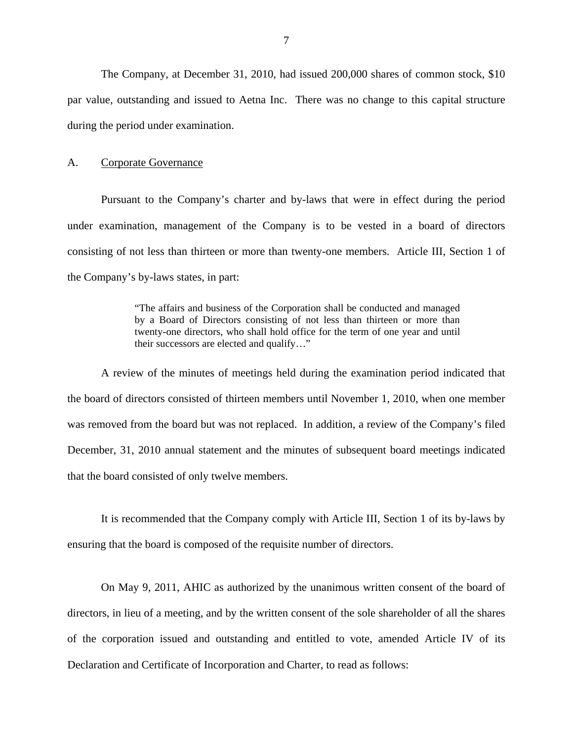The Company, at December 31, 2010, had issued 200,000 shares of common stock, $10 par value, outstanding and issued to Aetna Inc. There was no change to this capital structure during the period under examination.

## A. Corporate Governance

Pursuant to the Company's charter and by-laws that were in effect during the period under examination, management of the Company is to be vested in a board of directors consisting of not less than thirteen or more than twenty-one members. Article III, Section 1 of the Company's by-laws states, in part:

> "The affairs and business of the Corporation shall be conducted and managed by a Board of Directors consisting of not less than thirteen or more than twenty-one directors, who shall hold office for the term of one year and until their successors are elected and qualify…"

A review of the minutes of meetings held during the examination period indicated that the board of directors consisted of thirteen members until November 1, 2010, when one member was removed from the board but was not replaced. In addition, a review of the Company's filed December, 31, 2010 annual statement and the minutes of subsequent board meetings indicated that the board consisted of only twelve members.

It is recommended that the Company comply with Article III, Section 1 of its by-laws by ensuring that the board is composed of the requisite number of directors.

On May 9, 2011, AHIC as authorized by the unanimous written consent of the board of directors, in lieu of a meeting, and by the written consent of the sole shareholder of all the shares of the corporation issued and outstanding and entitled to vote, amended Article IV of its Declaration and Certificate of Incorporation and Charter, to read as follows: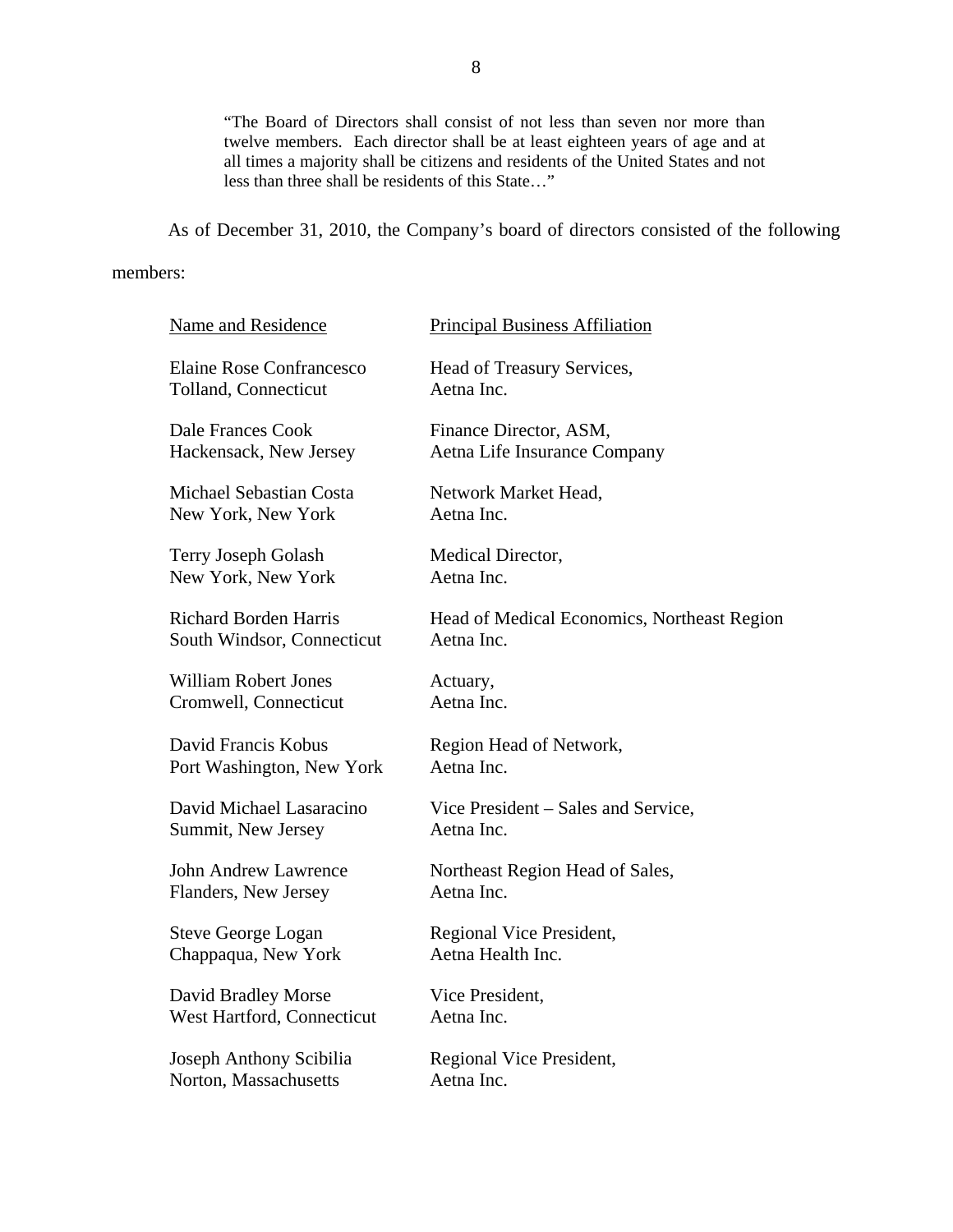> "The Board of Directors shall consist of not less than seven nor more than twelve members. Each director shall be at least eighteen years of age and at all times a majority shall be citizens and residents of the United States and not less than three shall be residents of this State…"

As of December 31, 2010, the Company's board of directors consisted of the following members:

| Name and Residence | Principal Business Affiliation |
|---|---|
| Elaine Rose Confrancesco<br>Tolland, Connecticut | Head of Treasury Services,<br>Aetna Inc. |
| Dale Frances Cook<br>Hackensack, New Jersey | Finance Director, ASM,<br>Aetna Life Insurance Company |
| Michael Sebastian Costa<br>New York, New York | Network Market Head,<br>Aetna Inc. |
| Terry Joseph Golash<br>New York, New York | Medical Director,<br>Aetna Inc. |
| Richard Borden Harris<br>South Windsor, Connecticut | Head of Medical Economics, Northeast Region<br>Aetna Inc. |
| William Robert Jones<br>Cromwell, Connecticut | Actuary,<br>Aetna Inc. |
| David Francis Kobus<br>Port Washington, New York | Region Head of Network,<br>Aetna Inc. |
| David Michael Lasaracino<br>Summit, New Jersey | Vice President – Sales and Service,<br>Aetna Inc. |
| John Andrew Lawrence<br>Flanders, New Jersey | Northeast Region Head of Sales,<br>Aetna Inc. |
| Steve George Logan<br>Chappaqua, New York | Regional Vice President,<br>Aetna Health Inc. |
| David Bradley Morse<br>West Hartford, Connecticut | Vice President,<br>Aetna Inc. |
| Joseph Anthony Scibilia<br>Norton, Massachusetts | Regional Vice President,<br>Aetna Inc. |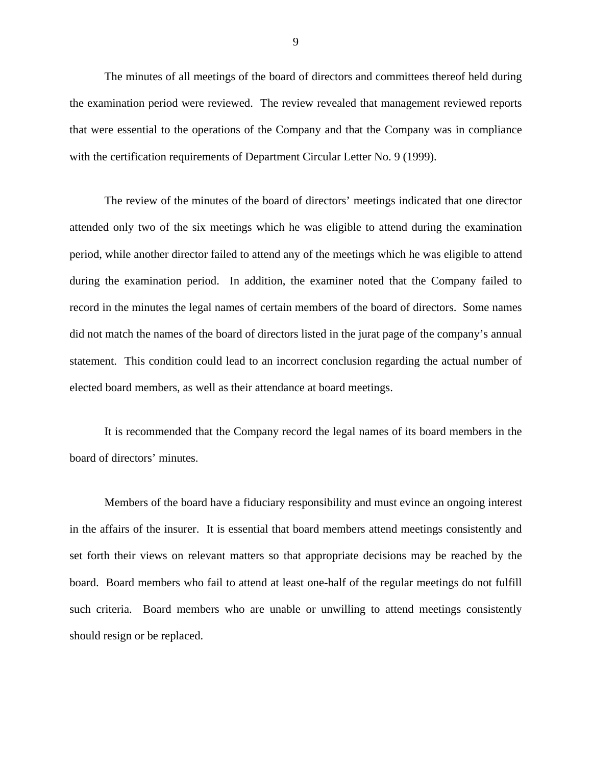The minutes of all meetings of the board of directors and committees thereof held during the examination period were reviewed. The review revealed that management reviewed reports that were essential to the operations of the Company and that the Company was in compliance with the certification requirements of Department Circular Letter No. 9 (1999).

The review of the minutes of the board of directors' meetings indicated that one director attended only two of the six meetings which he was eligible to attend during the examination period, while another director failed to attend any of the meetings which he was eligible to attend during the examination period. In addition, the examiner noted that the Company failed to record in the minutes the legal names of certain members of the board of directors. Some names did not match the names of the board of directors listed in the jurat page of the company's annual statement. This condition could lead to an incorrect conclusion regarding the actual number of elected board members, as well as their attendance at board meetings.

It is recommended that the Company record the legal names of its board members in the board of directors' minutes.

Members of the board have a fiduciary responsibility and must evince an ongoing interest in the affairs of the insurer. It is essential that board members attend meetings consistently and set forth their views on relevant matters so that appropriate decisions may be reached by the board. Board members who fail to attend at least one-half of the regular meetings do not fulfill such criteria. Board members who are unable or unwilling to attend meetings consistently should resign or be replaced.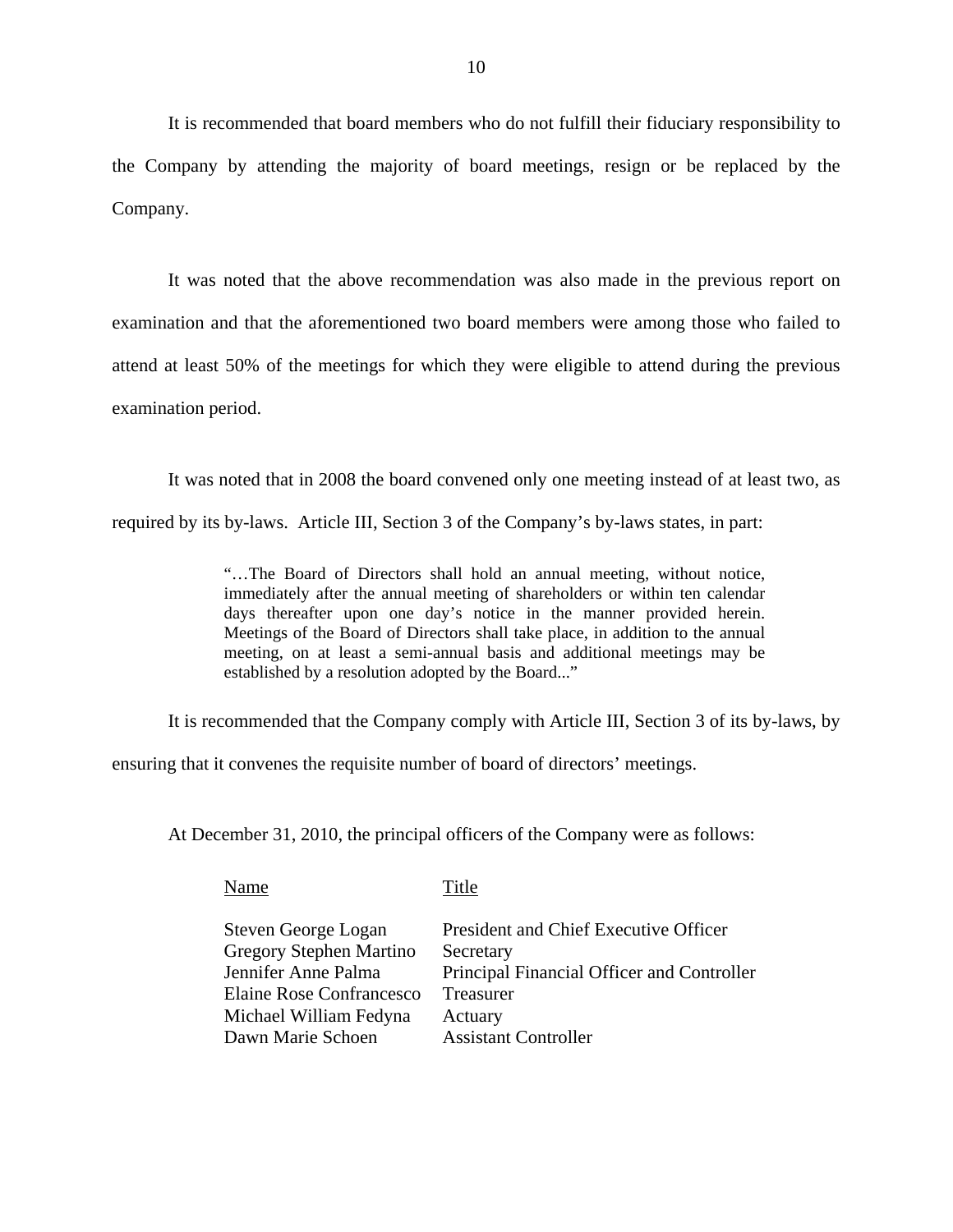It is recommended that board members who do not fulfill their fiduciary responsibility to the Company by attending the majority of board meetings, resign or be replaced by the Company.

It was noted that the above recommendation was also made in the previous report on examination and that the aforementioned two board members were among those who failed to attend at least 50% of the meetings for which they were eligible to attend during the previous examination period.

It was noted that in 2008 the board convened only one meeting instead of at least two, as required by its by-laws. Article III, Section 3 of the Company's by-laws states, in part:

> "…The Board of Directors shall hold an annual meeting, without notice, immediately after the annual meeting of shareholders or within ten calendar days thereafter upon one day's notice in the manner provided herein. Meetings of the Board of Directors shall take place, in addition to the annual meeting, on at least a semi-annual basis and additional meetings may be established by a resolution adopted by the Board..."

It is recommended that the Company comply with Article III, Section 3 of its by-laws, by ensuring that it convenes the requisite number of board of directors' meetings.

At December 31, 2010, the principal officers of the Company were as follows:

| Name | Title |
|---|---|
| Steven George Logan | President and Chief Executive Officer |
| Gregory Stephen Martino | Secretary |
| Jennifer Anne Palma | Principal Financial Officer and Controller |
| Elaine Rose Confrancesco | Treasurer |
| Michael William Fedyna | Actuary |
| Dawn Marie Schoen | Assistant Controller |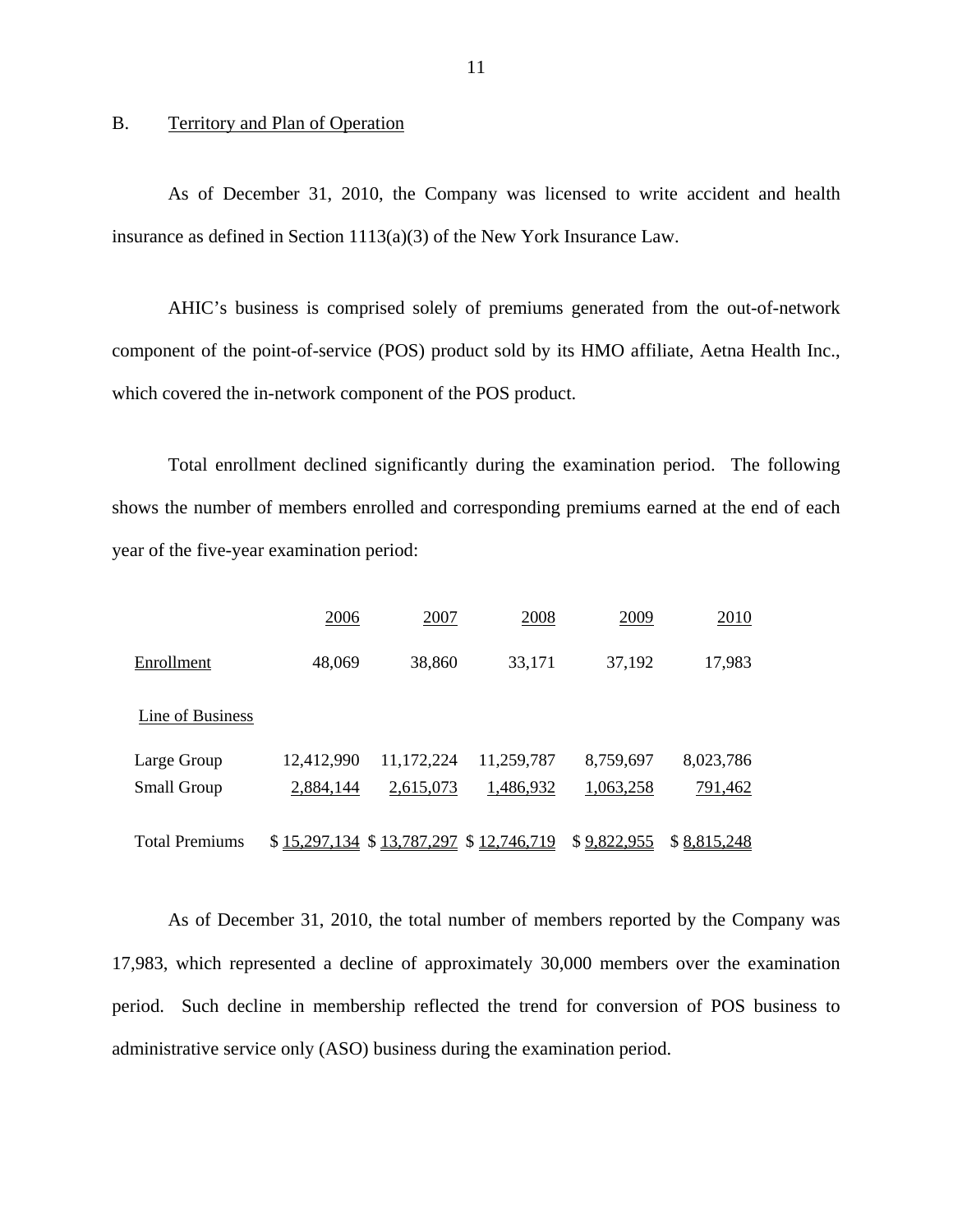## B. Territory and Plan of Operation

As of December 31, 2010, the Company was licensed to write accident and health insurance as defined in Section 1113(a)(3) of the New York Insurance Law.

AHIC's business is comprised solely of premiums generated from the out-of-network component of the point-of-service (POS) product sold by its HMO affiliate, Aetna Health Inc., which covered the in-network component of the POS product.

Total enrollment declined significantly during the examination period. The following shows the number of members enrolled and corresponding premiums earned at the end of each year of the five-year examination period:

| | 2006 | 2007 | 2008 | 2009 | 2010 |
|---|---|---|---|---|---|
| Enrollment | 48,069 | 38,860 | 33,171 | 37,192 | 17,983 |
| Line of Business | | | | | |
| Large Group | 12,412,990 | 11,172,224 | 11,259,787 | 8,759,697 | 8,023,786 |
| Small Group | 2,884,144 | 2,615,073 | 1,486,932 | 1,063,258 | 791,462 |
| Total Premiums | $ 15,297,134 | $ 13,787,297 | $ 12,746,719 | $ 9,822,955 | $ 8,815,248 |

As of December 31, 2010, the total number of members reported by the Company was 17,983, which represented a decline of approximately 30,000 members over the examination period. Such decline in membership reflected the trend for conversion of POS business to administrative service only (ASO) business during the examination period.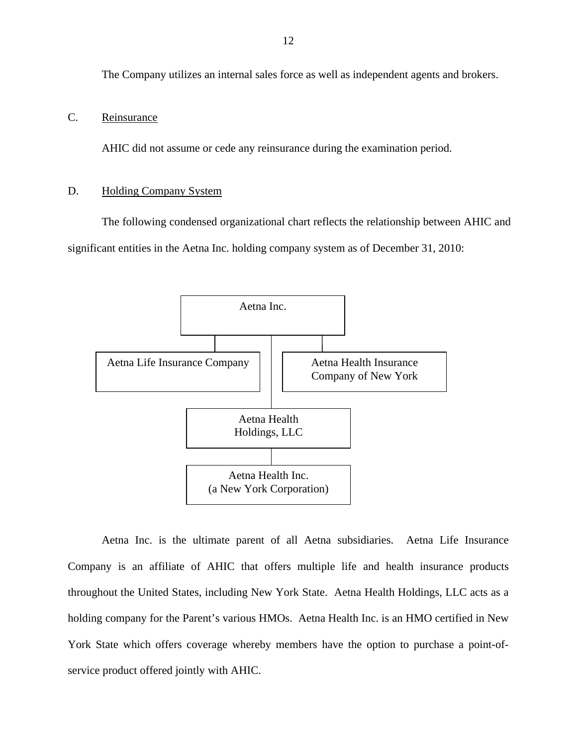The Company utilizes an internal sales force as well as independent agents and brokers.

C. Reinsurance

AHIC did not assume or cede any reinsurance during the examination period.

D. Holding Company System

The following condensed organizational chart reflects the relationship between AHIC and significant entities in the Aetna Inc. holding company system as of December 31, 2010:

- Aetna Inc.
  - Aetna Life Insurance Company
  - Aetna Health Insurance Company of New York
  - Aetna Health Holdings, LLC
    - Aetna Health Inc. (a New York Corporation)

Aetna Inc. is the ultimate parent of all Aetna subsidiaries. Aetna Life Insurance Company is an affiliate of AHIC that offers multiple life and health insurance products throughout the United States, including New York State. Aetna Health Holdings, LLC acts as a holding company for the Parent's various HMOs. Aetna Health Inc. is an HMO certified in New York State which offers coverage whereby members have the option to purchase a point-of-service product offered jointly with AHIC.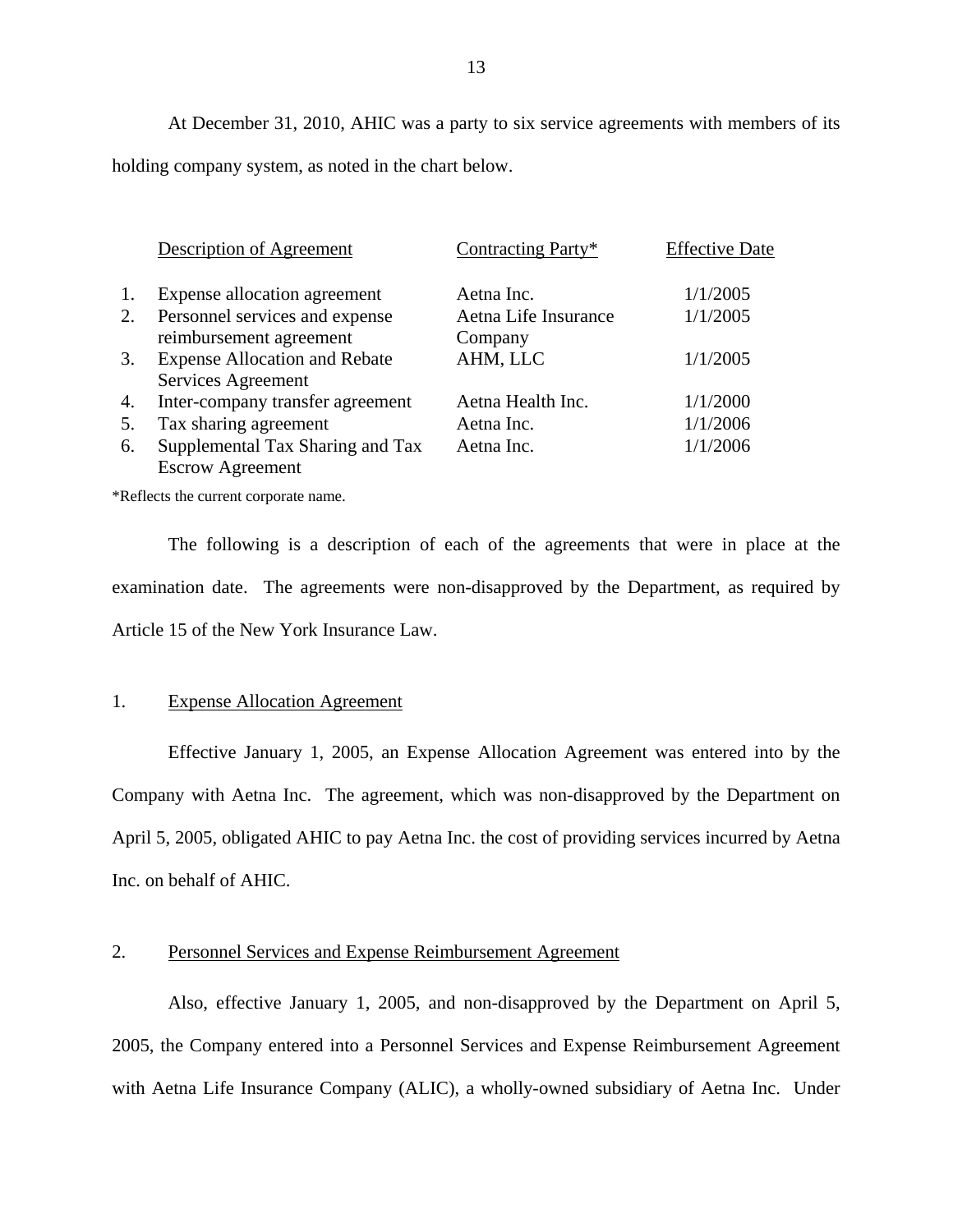At December 31, 2010, AHIC was a party to six service agreements with members of its holding company system, as noted in the chart below.

| | Description of Agreement | Contracting Party* | Effective Date |
|---|---|---|---|
| 1. | Expense allocation agreement | Aetna Inc. | 1/1/2005 |
| 2. | Personnel services and expense reimbursement agreement | Aetna Life Insurance Company | 1/1/2005 |
| 3. | Expense Allocation and Rebate Services Agreement | AHM, LLC | 1/1/2005 |
| 4. | Inter-company transfer agreement | Aetna Health Inc. | 1/1/2000 |
| 5. | Tax sharing agreement | Aetna Inc. | 1/1/2006 |
| 6. | Supplemental Tax Sharing and Tax Escrow Agreement | Aetna Inc. | 1/1/2006 |

*Reflects the current corporate name.

The following is a description of each of the agreements that were in place at the examination date. The agreements were non-disapproved by the Department, as required by Article 15 of the New York Insurance Law.

1. Expense Allocation Agreement

Effective January 1, 2005, an Expense Allocation Agreement was entered into by the Company with Aetna Inc. The agreement, which was non-disapproved by the Department on April 5, 2005, obligated AHIC to pay Aetna Inc. the cost of providing services incurred by Aetna Inc. on behalf of AHIC.

2. Personnel Services and Expense Reimbursement Agreement

Also, effective January 1, 2005, and non-disapproved by the Department on April 5, 2005, the Company entered into a Personnel Services and Expense Reimbursement Agreement with Aetna Life Insurance Company (ALIC), a wholly-owned subsidiary of Aetna Inc. Under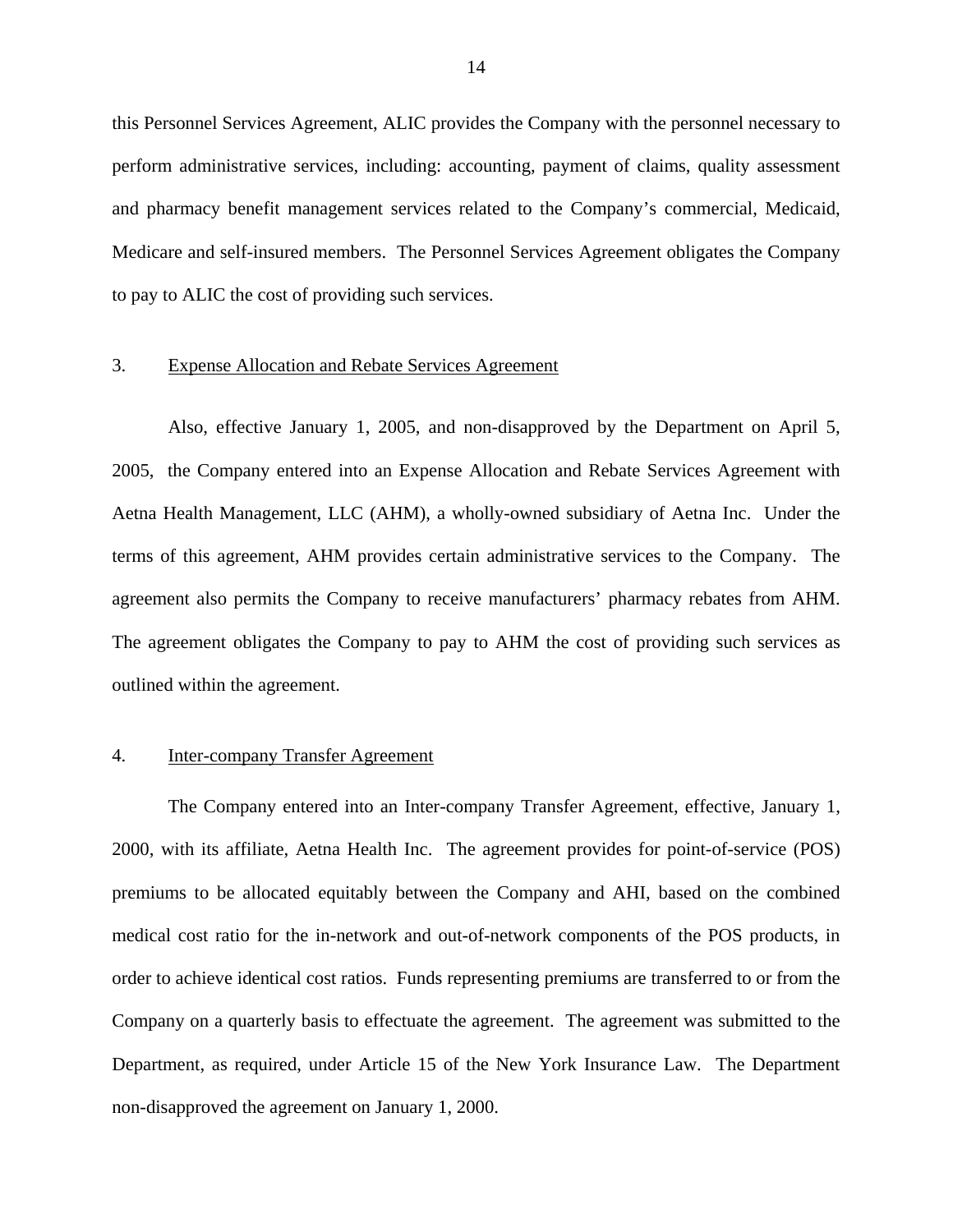this Personnel Services Agreement, ALIC provides the Company with the personnel necessary to perform administrative services, including: accounting, payment of claims, quality assessment and pharmacy benefit management services related to the Company's commercial, Medicaid, Medicare and self-insured members. The Personnel Services Agreement obligates the Company to pay to ALIC the cost of providing such services.

3. Expense Allocation and Rebate Services Agreement

Also, effective January 1, 2005, and non-disapproved by the Department on April 5, 2005, the Company entered into an Expense Allocation and Rebate Services Agreement with Aetna Health Management, LLC (AHM), a wholly-owned subsidiary of Aetna Inc. Under the terms of this agreement, AHM provides certain administrative services to the Company. The agreement also permits the Company to receive manufacturers' pharmacy rebates from AHM. The agreement obligates the Company to pay to AHM the cost of providing such services as outlined within the agreement.

4. Inter-company Transfer Agreement

The Company entered into an Inter-company Transfer Agreement, effective, January 1, 2000, with its affiliate, Aetna Health Inc. The agreement provides for point-of-service (POS) premiums to be allocated equitably between the Company and AHI, based on the combined medical cost ratio for the in-network and out-of-network components of the POS products, in order to achieve identical cost ratios. Funds representing premiums are transferred to or from the Company on a quarterly basis to effectuate the agreement. The agreement was submitted to the Department, as required, under Article 15 of the New York Insurance Law. The Department non-disapproved the agreement on January 1, 2000.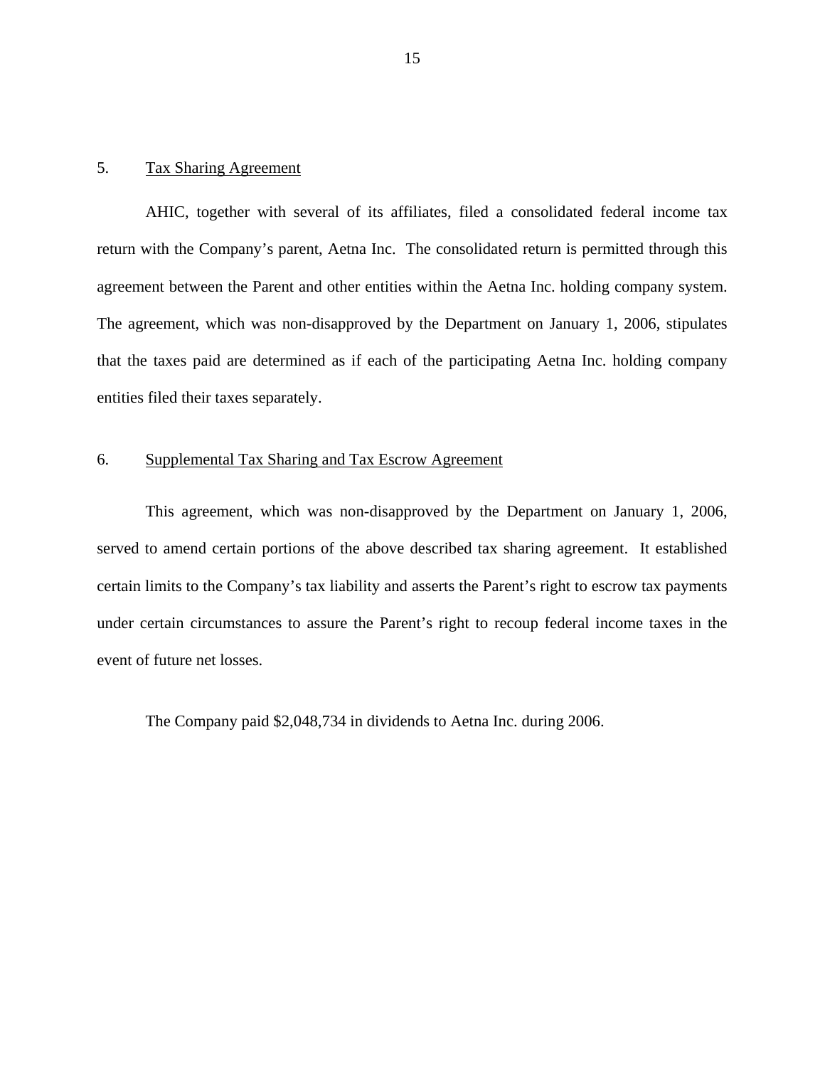5. Tax Sharing Agreement

AHIC, together with several of its affiliates, filed a consolidated federal income tax return with the Company's parent, Aetna Inc. The consolidated return is permitted through this agreement between the Parent and other entities within the Aetna Inc. holding company system. The agreement, which was non-disapproved by the Department on January 1, 2006, stipulates that the taxes paid are determined as if each of the participating Aetna Inc. holding company entities filed their taxes separately.

6. Supplemental Tax Sharing and Tax Escrow Agreement

This agreement, which was non-disapproved by the Department on January 1, 2006, served to amend certain portions of the above described tax sharing agreement. It established certain limits to the Company's tax liability and asserts the Parent's right to escrow tax payments under certain circumstances to assure the Parent's right to recoup federal income taxes in the event of future net losses.

The Company paid $2,048,734 in dividends to Aetna Inc. during 2006.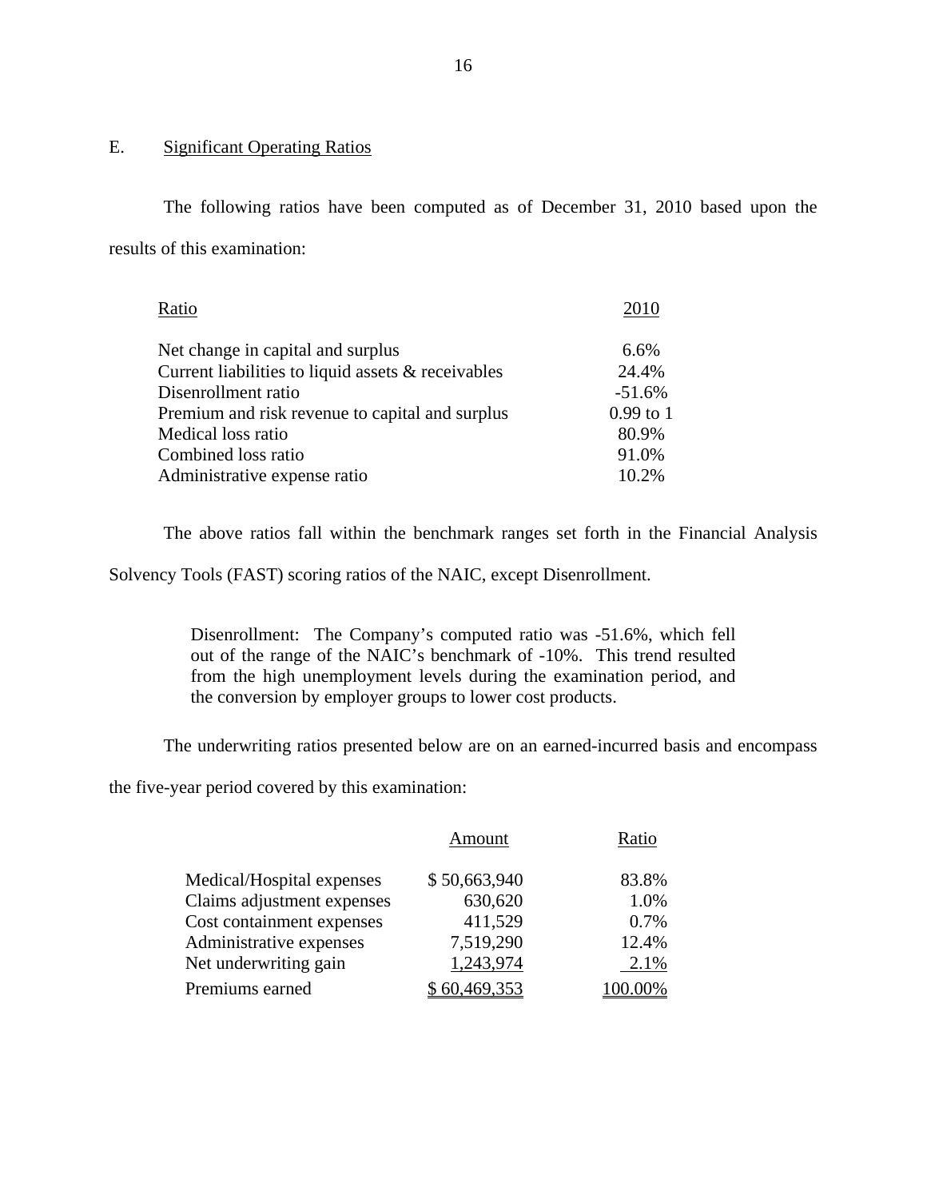## E. Significant Operating Ratios

The following ratios have been computed as of December 31, 2010 based upon the results of this examination:

| Ratio | 2010 |
|---|---|
| Net change in capital and surplus | 6.6% |
| Current liabilities to liquid assets & receivables | 24.4% |
| Disenrollment ratio | -51.6% |
| Premium and risk revenue to capital and surplus | 0.99 to 1 |
| Medical loss ratio | 80.9% |
| Combined loss ratio | 91.0% |
| Administrative expense ratio | 10.2% |

The above ratios fall within the benchmark ranges set forth in the Financial Analysis Solvency Tools (FAST) scoring ratios of the NAIC, except Disenrollment.

> Disenrollment: The Company's computed ratio was -51.6%, which fell out of the range of the NAIC's benchmark of -10%. This trend resulted from the high unemployment levels during the examination period, and the conversion by employer groups to lower cost products.

The underwriting ratios presented below are on an earned-incurred basis and encompass the five-year period covered by this examination:

| | Amount | Ratio |
|---|---|---|
| Medical/Hospital expenses | $ 50,663,940 | 83.8% |
| Claims adjustment expenses | 630,620 | 1.0% |
| Cost containment expenses | 411,529 | 0.7% |
| Administrative expenses | 7,519,290 | 12.4% |
| Net underwriting gain | 1,243,974 | 2.1% |
| Premiums earned | $ 60,469,353 | 100.00% |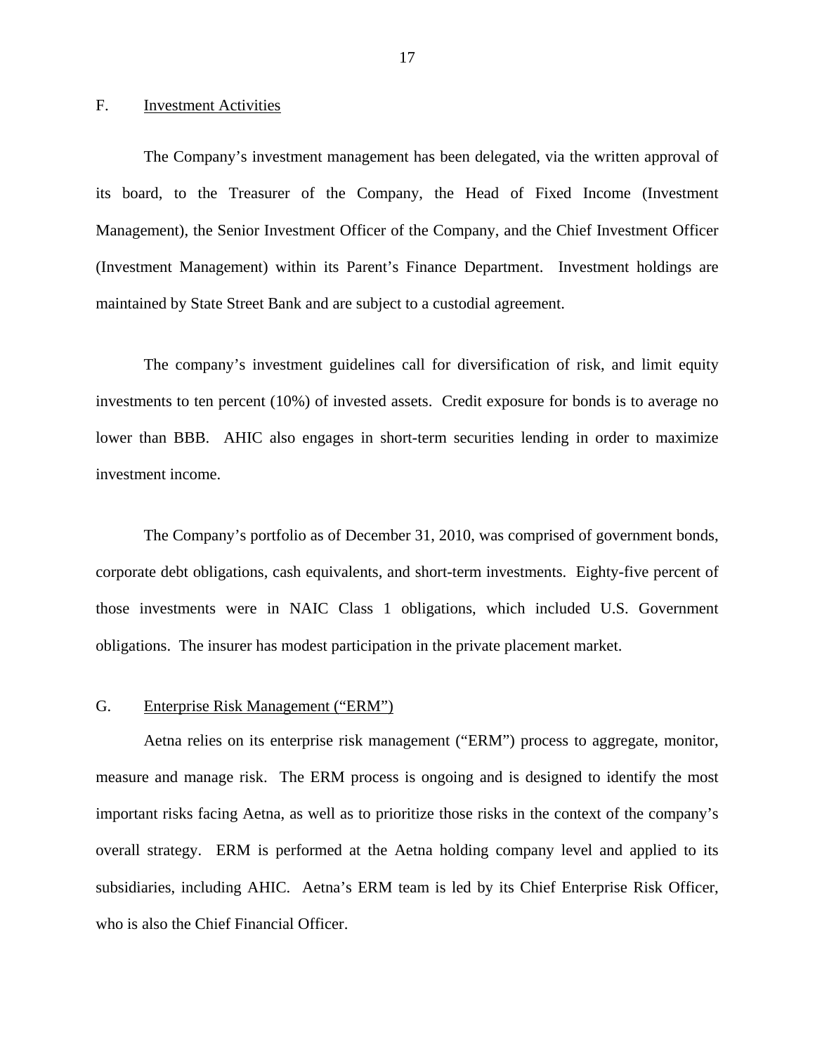## F. Investment Activities

The Company's investment management has been delegated, via the written approval of its board, to the Treasurer of the Company, the Head of Fixed Income (Investment Management), the Senior Investment Officer of the Company, and the Chief Investment Officer (Investment Management) within its Parent's Finance Department. Investment holdings are maintained by State Street Bank and are subject to a custodial agreement.

The company's investment guidelines call for diversification of risk, and limit equity investments to ten percent (10%) of invested assets. Credit exposure for bonds is to average no lower than BBB. AHIC also engages in short-term securities lending in order to maximize investment income.

The Company's portfolio as of December 31, 2010, was comprised of government bonds, corporate debt obligations, cash equivalents, and short-term investments. Eighty-five percent of those investments were in NAIC Class 1 obligations, which included U.S. Government obligations. The insurer has modest participation in the private placement market.

## G. Enterprise Risk Management ("ERM")

Aetna relies on its enterprise risk management ("ERM") process to aggregate, monitor, measure and manage risk. The ERM process is ongoing and is designed to identify the most important risks facing Aetna, as well as to prioritize those risks in the context of the company's overall strategy. ERM is performed at the Aetna holding company level and applied to its subsidiaries, including AHIC. Aetna's ERM team is led by its Chief Enterprise Risk Officer, who is also the Chief Financial Officer.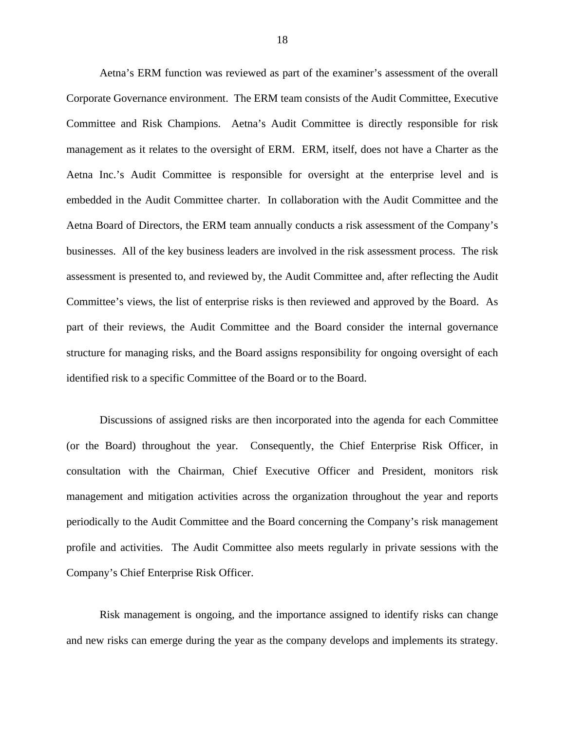Aetna's ERM function was reviewed as part of the examiner's assessment of the overall Corporate Governance environment. The ERM team consists of the Audit Committee, Executive Committee and Risk Champions. Aetna's Audit Committee is directly responsible for risk management as it relates to the oversight of ERM. ERM, itself, does not have a Charter as the Aetna Inc.'s Audit Committee is responsible for oversight at the enterprise level and is embedded in the Audit Committee charter. In collaboration with the Audit Committee and the Aetna Board of Directors, the ERM team annually conducts a risk assessment of the Company's businesses. All of the key business leaders are involved in the risk assessment process. The risk assessment is presented to, and reviewed by, the Audit Committee and, after reflecting the Audit Committee's views, the list of enterprise risks is then reviewed and approved by the Board. As part of their reviews, the Audit Committee and the Board consider the internal governance structure for managing risks, and the Board assigns responsibility for ongoing oversight of each identified risk to a specific Committee of the Board or to the Board.

Discussions of assigned risks are then incorporated into the agenda for each Committee (or the Board) throughout the year. Consequently, the Chief Enterprise Risk Officer, in consultation with the Chairman, Chief Executive Officer and President, monitors risk management and mitigation activities across the organization throughout the year and reports periodically to the Audit Committee and the Board concerning the Company's risk management profile and activities. The Audit Committee also meets regularly in private sessions with the Company's Chief Enterprise Risk Officer.

Risk management is ongoing, and the importance assigned to identify risks can change and new risks can emerge during the year as the company develops and implements its strategy.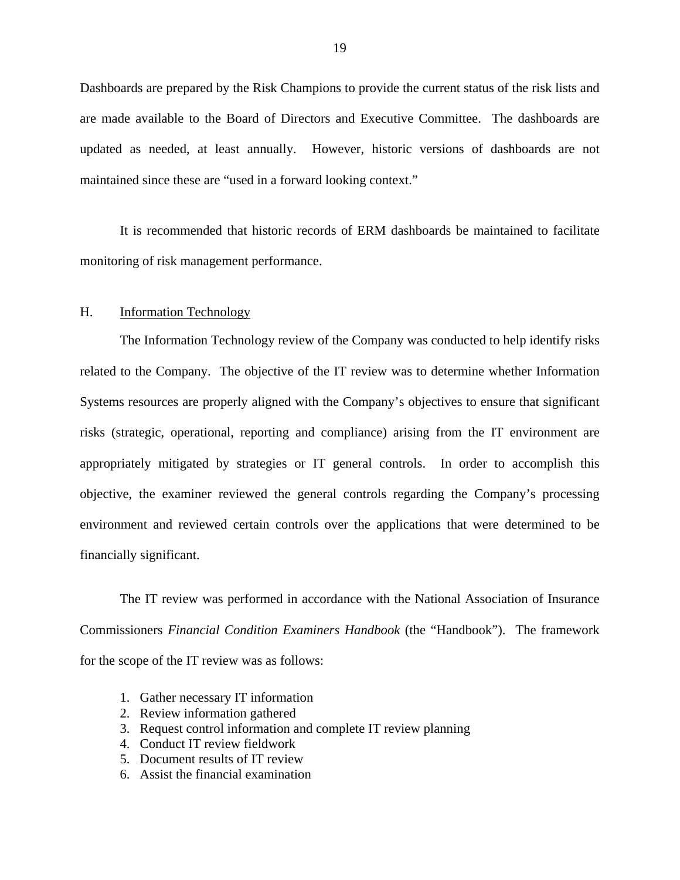Dashboards are prepared by the Risk Champions to provide the current status of the risk lists and are made available to the Board of Directors and Executive Committee. The dashboards are updated as needed, at least annually. However, historic versions of dashboards are not maintained since these are "used in a forward looking context."

It is recommended that historic records of ERM dashboards be maintained to facilitate monitoring of risk management performance.

## H. Information Technology

The Information Technology review of the Company was conducted to help identify risks related to the Company. The objective of the IT review was to determine whether Information Systems resources are properly aligned with the Company's objectives to ensure that significant risks (strategic, operational, reporting and compliance) arising from the IT environment are appropriately mitigated by strategies or IT general controls. In order to accomplish this objective, the examiner reviewed the general controls regarding the Company's processing environment and reviewed certain controls over the applications that were determined to be financially significant.

The IT review was performed in accordance with the National Association of Insurance Commissioners *Financial Condition Examiners Handbook* (the "Handbook"). The framework for the scope of the IT review was as follows:

1. Gather necessary IT information
2. Review information gathered
3. Request control information and complete IT review planning
4. Conduct IT review fieldwork
5. Document results of IT review
6. Assist the financial examination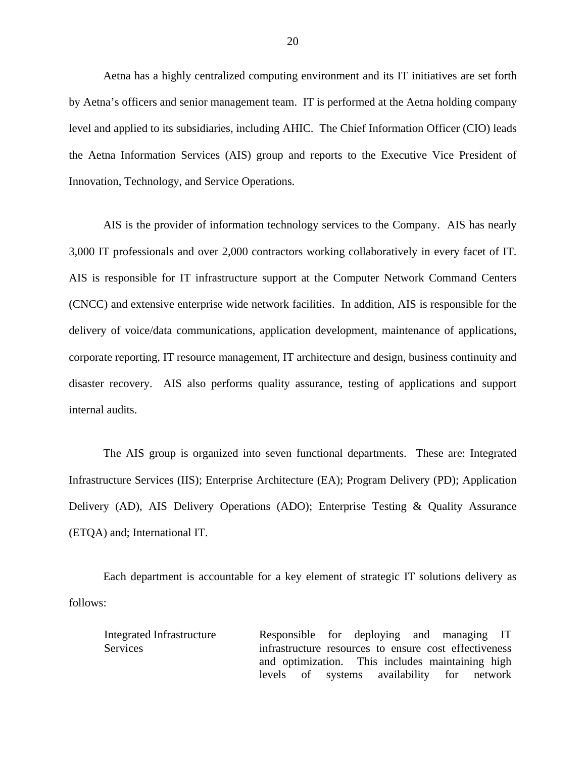Aetna has a highly centralized computing environment and its IT initiatives are set forth by Aetna's officers and senior management team. IT is performed at the Aetna holding company level and applied to its subsidiaries, including AHIC. The Chief Information Officer (CIO) leads the Aetna Information Services (AIS) group and reports to the Executive Vice President of Innovation, Technology, and Service Operations.

AIS is the provider of information technology services to the Company. AIS has nearly 3,000 IT professionals and over 2,000 contractors working collaboratively in every facet of IT. AIS is responsible for IT infrastructure support at the Computer Network Command Centers (CNCC) and extensive enterprise wide network facilities. In addition, AIS is responsible for the delivery of voice/data communications, application development, maintenance of applications, corporate reporting, IT resource management, IT architecture and design, business continuity and disaster recovery. AIS also performs quality assurance, testing of applications and support internal audits.

The AIS group is organized into seven functional departments. These are: Integrated Infrastructure Services (IIS); Enterprise Architecture (EA); Program Delivery (PD); Application Delivery (AD), AIS Delivery Operations (ADO); Enterprise Testing & Quality Assurance (ETQA) and; International IT.

Each department is accountable for a key element of strategic IT solutions delivery as follows:

| | |
|---|---|
| Integrated Infrastructure Services | Responsible for deploying and managing IT infrastructure resources to ensure cost effectiveness and optimization. This includes maintaining high levels of systems availability for network |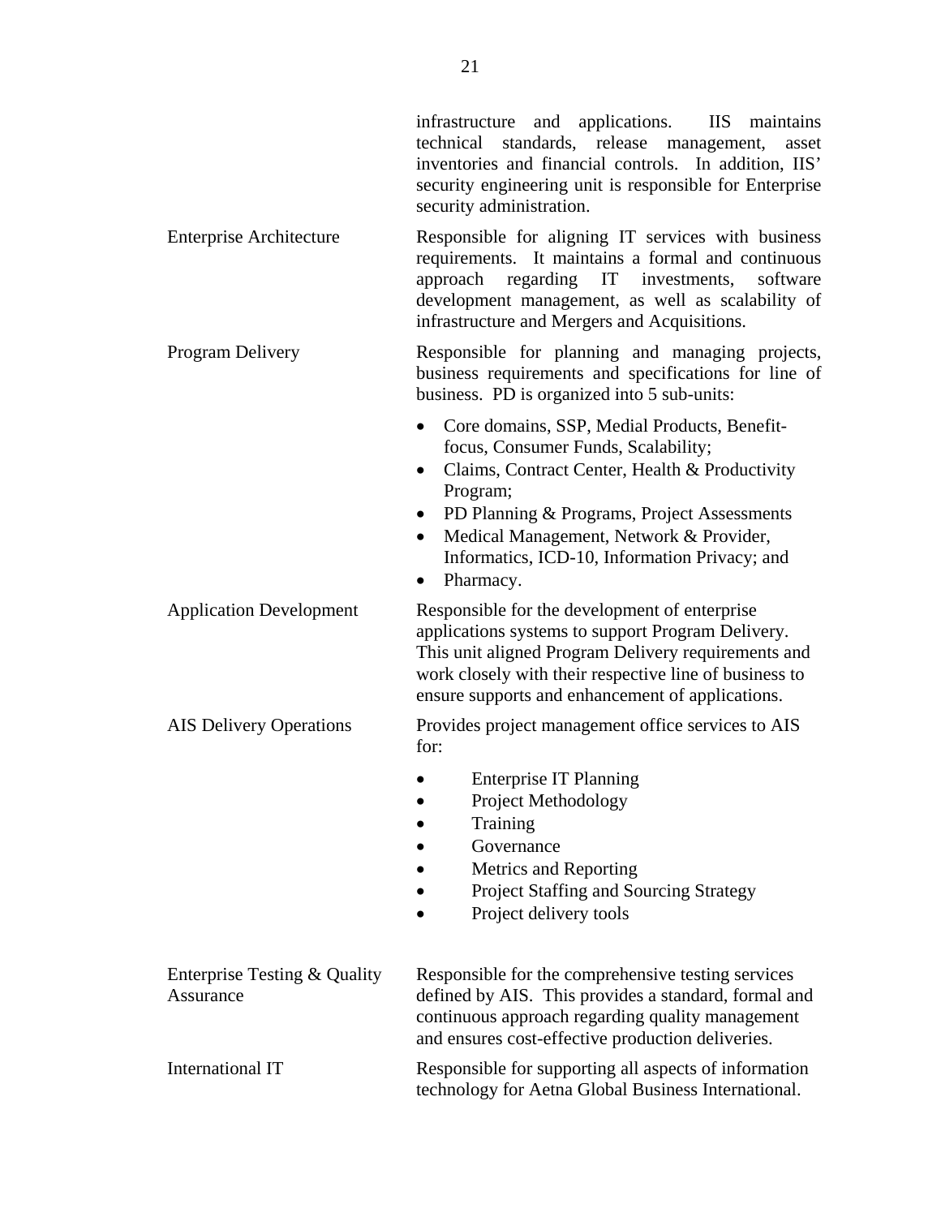| | |
|---|---|
| | infrastructure and applications. IIS maintains technical standards, release management, asset inventories and financial controls. In addition, IIS' security engineering unit is responsible for Enterprise security administration. |
| Enterprise Architecture | Responsible for aligning IT services with business requirements. It maintains a formal and continuous approach regarding IT investments, software development management, as well as scalability of infrastructure and Mergers and Acquisitions. |
| Program Delivery | Responsible for planning and managing projects, business requirements and specifications for line of business. PD is organized into 5 sub-units:<br>• Core domains, SSP, Medial Products, Benefit-focus, Consumer Funds, Scalability;<br>• Claims, Contract Center, Health & Productivity Program;<br>• PD Planning & Programs, Project Assessments<br>• Medical Management, Network & Provider, Informatics, ICD-10, Information Privacy; and<br>• Pharmacy. |
| Application Development | Responsible for the development of enterprise applications systems to support Program Delivery. This unit aligned Program Delivery requirements and work closely with their respective line of business to ensure supports and enhancement of applications. |
| AIS Delivery Operations | Provides project management office services to AIS for:<br>• Enterprise IT Planning<br>• Project Methodology<br>• Training<br>• Governance<br>• Metrics and Reporting<br>• Project Staffing and Sourcing Strategy<br>• Project delivery tools |
| Enterprise Testing & Quality Assurance | Responsible for the comprehensive testing services defined by AIS. This provides a standard, formal and continuous approach regarding quality management and ensures cost-effective production deliveries. |
| International IT | Responsible for supporting all aspects of information technology for Aetna Global Business International. |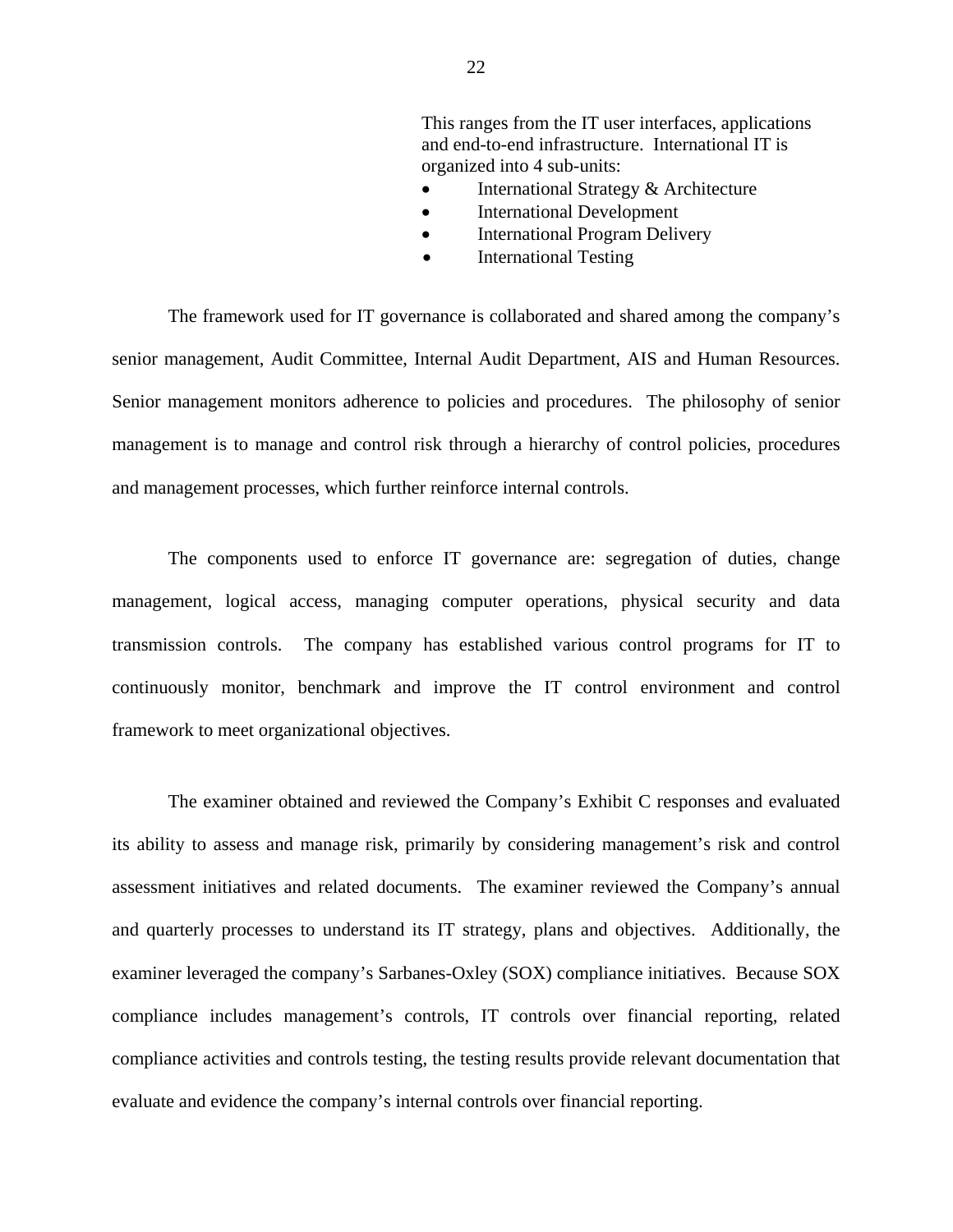This ranges from the IT user interfaces, applications and end-to-end infrastructure. International IT is organized into 4 sub-units:

- International Strategy & Architecture
- International Development
- International Program Delivery
- International Testing

The framework used for IT governance is collaborated and shared among the company's senior management, Audit Committee, Internal Audit Department, AIS and Human Resources. Senior management monitors adherence to policies and procedures. The philosophy of senior management is to manage and control risk through a hierarchy of control policies, procedures and management processes, which further reinforce internal controls.

The components used to enforce IT governance are: segregation of duties, change management, logical access, managing computer operations, physical security and data transmission controls. The company has established various control programs for IT to continuously monitor, benchmark and improve the IT control environment and control framework to meet organizational objectives.

The examiner obtained and reviewed the Company's Exhibit C responses and evaluated its ability to assess and manage risk, primarily by considering management's risk and control assessment initiatives and related documents. The examiner reviewed the Company's annual and quarterly processes to understand its IT strategy, plans and objectives. Additionally, the examiner leveraged the company's Sarbanes-Oxley (SOX) compliance initiatives. Because SOX compliance includes management's controls, IT controls over financial reporting, related compliance activities and controls testing, the testing results provide relevant documentation that evaluate and evidence the company's internal controls over financial reporting.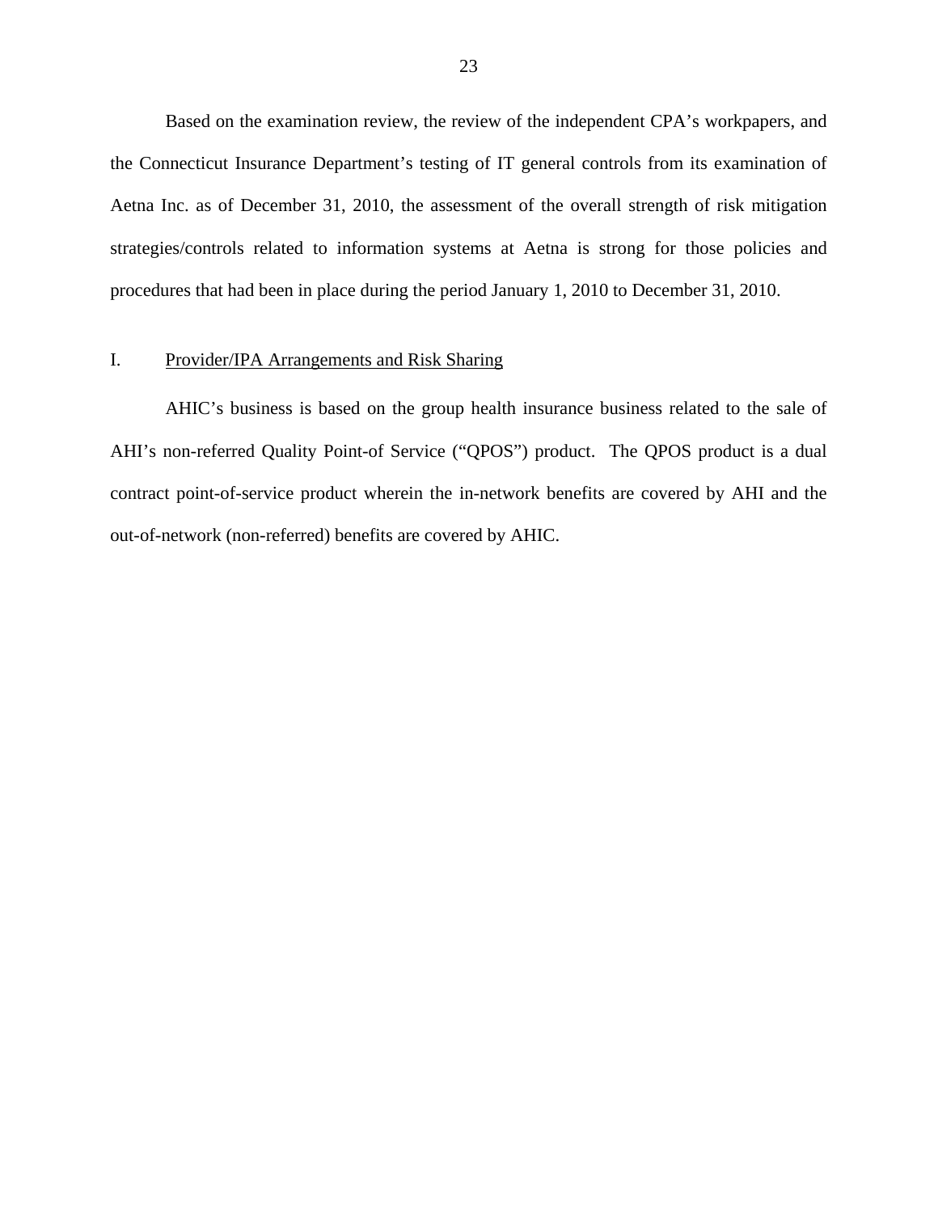Based on the examination review, the review of the independent CPA's workpapers, and the Connecticut Insurance Department's testing of IT general controls from its examination of Aetna Inc. as of December 31, 2010, the assessment of the overall strength of risk mitigation strategies/controls related to information systems at Aetna is strong for those policies and procedures that had been in place during the period January 1, 2010 to December 31, 2010.

## I. Provider/IPA Arrangements and Risk Sharing

AHIC's business is based on the group health insurance business related to the sale of AHI's non-referred Quality Point-of Service ("QPOS") product. The QPOS product is a dual contract point-of-service product wherein the in-network benefits are covered by AHI and the out-of-network (non-referred) benefits are covered by AHIC.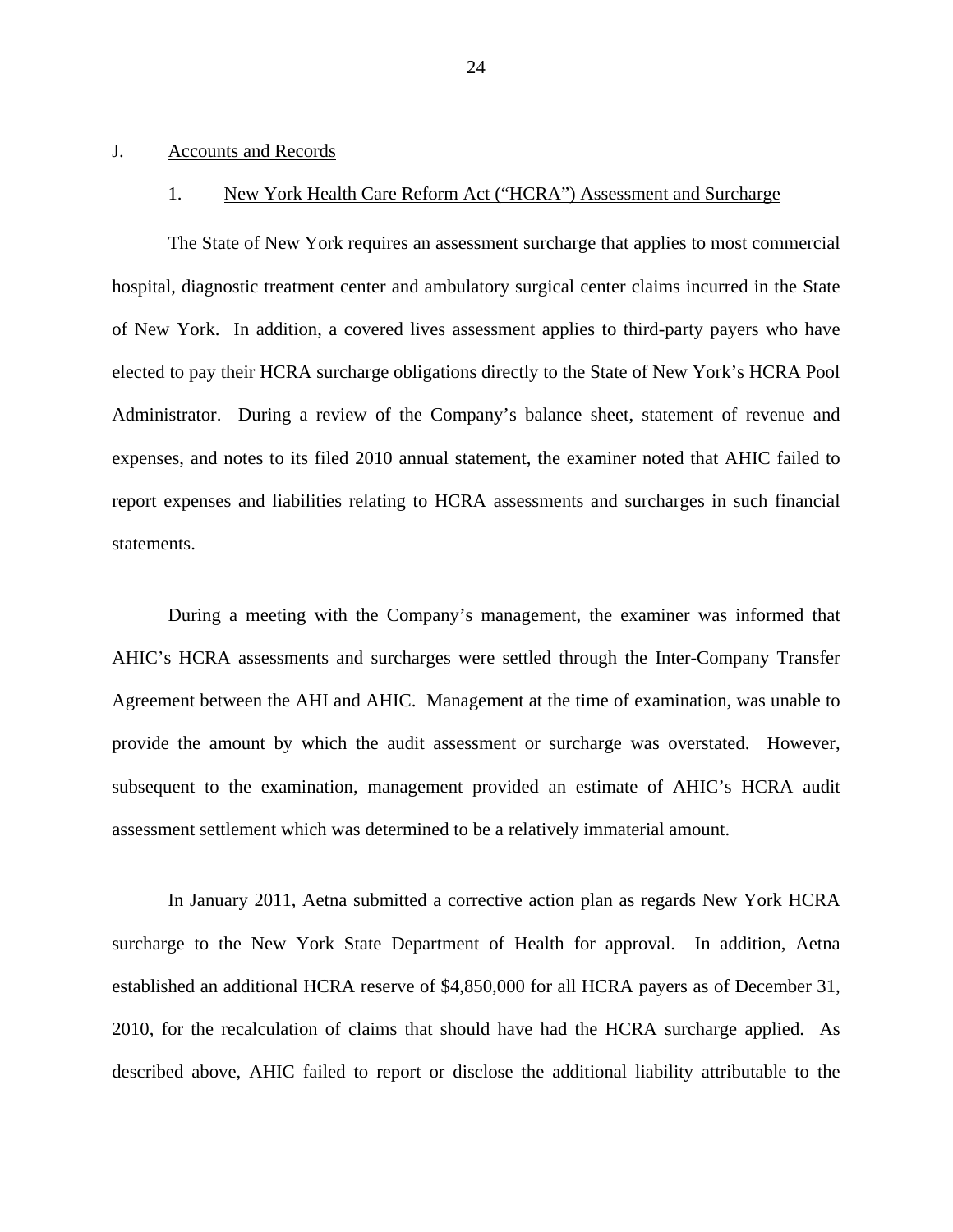## J. Accounts and Records

### 1. New York Health Care Reform Act ("HCRA") Assessment and Surcharge

The State of New York requires an assessment surcharge that applies to most commercial hospital, diagnostic treatment center and ambulatory surgical center claims incurred in the State of New York. In addition, a covered lives assessment applies to third-party payers who have elected to pay their HCRA surcharge obligations directly to the State of New York's HCRA Pool Administrator. During a review of the Company's balance sheet, statement of revenue and expenses, and notes to its filed 2010 annual statement, the examiner noted that AHIC failed to report expenses and liabilities relating to HCRA assessments and surcharges in such financial statements.

During a meeting with the Company's management, the examiner was informed that AHIC's HCRA assessments and surcharges were settled through the Inter-Company Transfer Agreement between the AHI and AHIC. Management at the time of examination, was unable to provide the amount by which the audit assessment or surcharge was overstated. However, subsequent to the examination, management provided an estimate of AHIC's HCRA audit assessment settlement which was determined to be a relatively immaterial amount.

In January 2011, Aetna submitted a corrective action plan as regards New York HCRA surcharge to the New York State Department of Health for approval. In addition, Aetna established an additional HCRA reserve of $4,850,000 for all HCRA payers as of December 31, 2010, for the recalculation of claims that should have had the HCRA surcharge applied. As described above, AHIC failed to report or disclose the additional liability attributable to the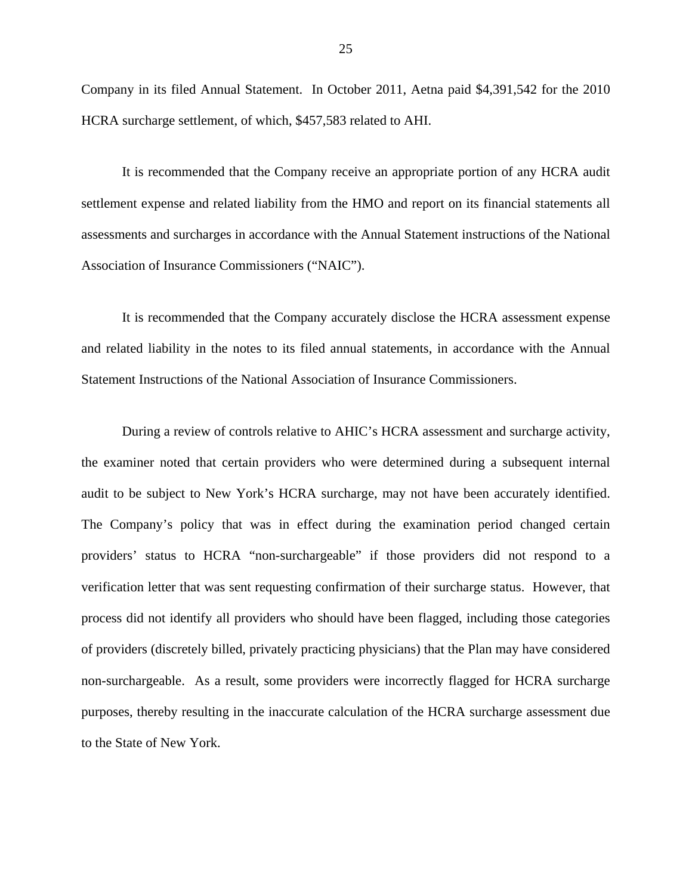Company in its filed Annual Statement. In October 2011, Aetna paid $4,391,542 for the 2010 HCRA surcharge settlement, of which, $457,583 related to AHI.

It is recommended that the Company receive an appropriate portion of any HCRA audit settlement expense and related liability from the HMO and report on its financial statements all assessments and surcharges in accordance with the Annual Statement instructions of the National Association of Insurance Commissioners ("NAIC").

It is recommended that the Company accurately disclose the HCRA assessment expense and related liability in the notes to its filed annual statements, in accordance with the Annual Statement Instructions of the National Association of Insurance Commissioners.

During a review of controls relative to AHIC's HCRA assessment and surcharge activity, the examiner noted that certain providers who were determined during a subsequent internal audit to be subject to New York's HCRA surcharge, may not have been accurately identified. The Company's policy that was in effect during the examination period changed certain providers' status to HCRA "non-surchargeable" if those providers did not respond to a verification letter that was sent requesting confirmation of their surcharge status. However, that process did not identify all providers who should have been flagged, including those categories of providers (discretely billed, privately practicing physicians) that the Plan may have considered non-surchargeable. As a result, some providers were incorrectly flagged for HCRA surcharge purposes, thereby resulting in the inaccurate calculation of the HCRA surcharge assessment due to the State of New York.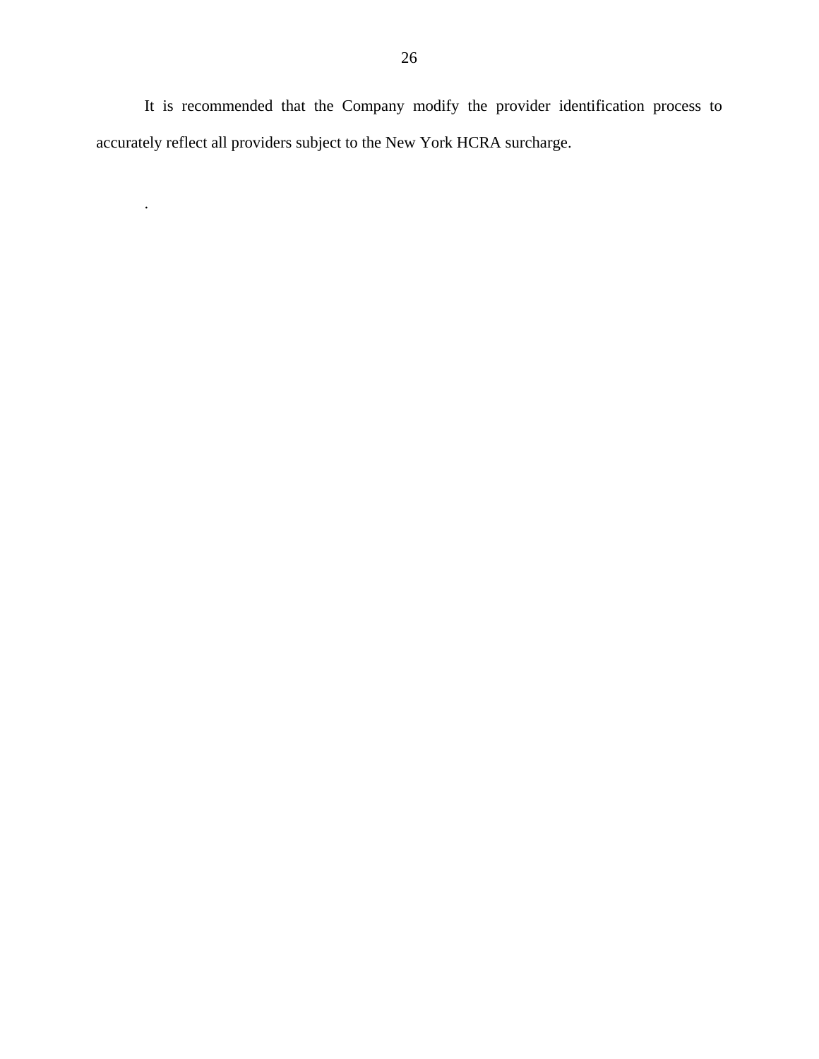It is recommended that the Company modify the provider identification process to accurately reflect all providers subject to the New York HCRA surcharge.

.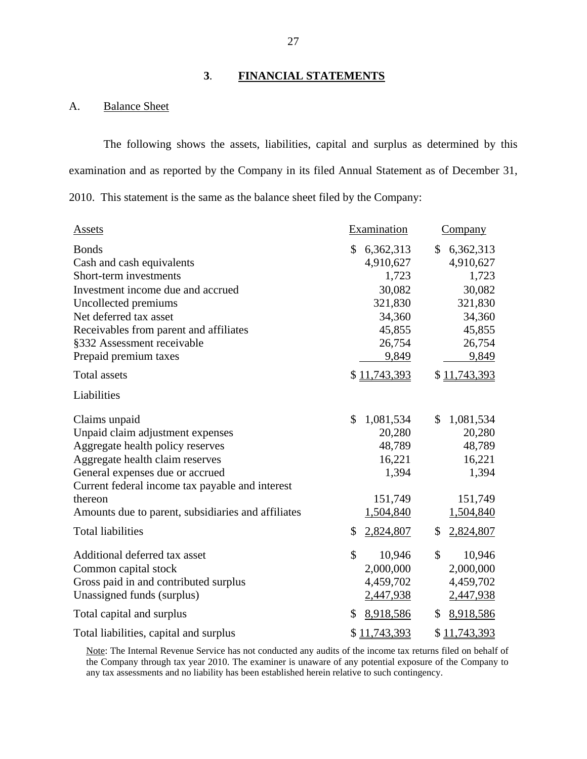## 3. FINANCIAL STATEMENTS

### A. Balance Sheet

The following shows the assets, liabilities, capital and surplus as determined by this examination and as reported by the Company in its filed Annual Statement as of December 31, 2010. This statement is the same as the balance sheet filed by the Company:

| Assets | Examination | Company |
|---|---|---|
| Bonds | $ 6,362,313 | $ 6,362,313 |
| Cash and cash equivalents | 4,910,627 | 4,910,627 |
| Short-term investments | 1,723 | 1,723 |
| Investment income due and accrued | 30,082 | 30,082 |
| Uncollected premiums | 321,830 | 321,830 |
| Net deferred tax asset | 34,360 | 34,360 |
| Receivables from parent and affiliates | 45,855 | 45,855 |
| §332 Assessment receivable | 26,754 | 26,754 |
| Prepaid premium taxes | 9,849 | 9,849 |
| Total assets | $ 11,743,393 | $ 11,743,393 |
| **Liabilities** | | |
| Claims unpaid | $ 1,081,534 | $ 1,081,534 |
| Unpaid claim adjustment expenses | 20,280 | 20,280 |
| Aggregate health policy reserves | 48,789 | 48,789 |
| Aggregate health claim reserves | 16,221 | 16,221 |
| General expenses due or accrued | 1,394 | 1,394 |
| Current federal income tax payable and interest thereon | 151,749 | 151,749 |
| Amounts due to parent, subsidiaries and affiliates | 1,504,840 | 1,504,840 |
| Total liabilities | $ 2,824,807 | $ 2,824,807 |
| Additional deferred tax asset | $ 10,946 | $ 10,946 |
| Common capital stock | 2,000,000 | 2,000,000 |
| Gross paid in and contributed surplus | 4,459,702 | 4,459,702 |
| Unassigned funds (surplus) | 2,447,938 | 2,447,938 |
| Total capital and surplus | $ 8,918,586 | $ 8,918,586 |
| Total liabilities, capital and surplus | $ 11,743,393 | $ 11,743,393 |

Note: The Internal Revenue Service has not conducted any audits of the income tax returns filed on behalf of the Company through tax year 2010. The examiner is unaware of any potential exposure of the Company to any tax assessments and no liability has been established herein relative to such contingency.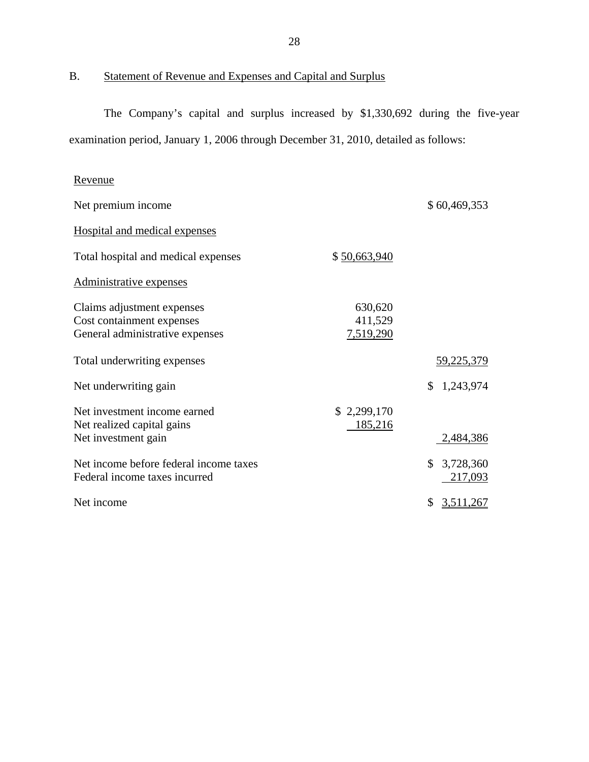## B. Statement of Revenue and Expenses and Capital and Surplus

The Company's capital and surplus increased by $1,330,692 during the five-year examination period, January 1, 2006 through December 31, 2010, detailed as follows:

| | | |
|---|---|---|
| Revenue | | |
| Net premium income | | $ 60,469,353 |
| Hospital and medical expenses | | |
| Total hospital and medical expenses | $ 50,663,940 | |
| Administrative expenses | | |
| Claims adjustment expenses | 630,620 | |
| Cost containment expenses | 411,529 | |
| General administrative expenses | 7,519,290 | |
| Total underwriting expenses | | 59,225,379 |
| Net underwriting gain | | $ 1,243,974 |
| Net investment income earned | $ 2,299,170 | |
| Net realized capital gains | 185,216 | |
| Net investment gain | | 2,484,386 |
| Net income before federal income taxes | | $ 3,728,360 |
| Federal income taxes incurred | | 217,093 |
| Net income | | $ 3,511,267 |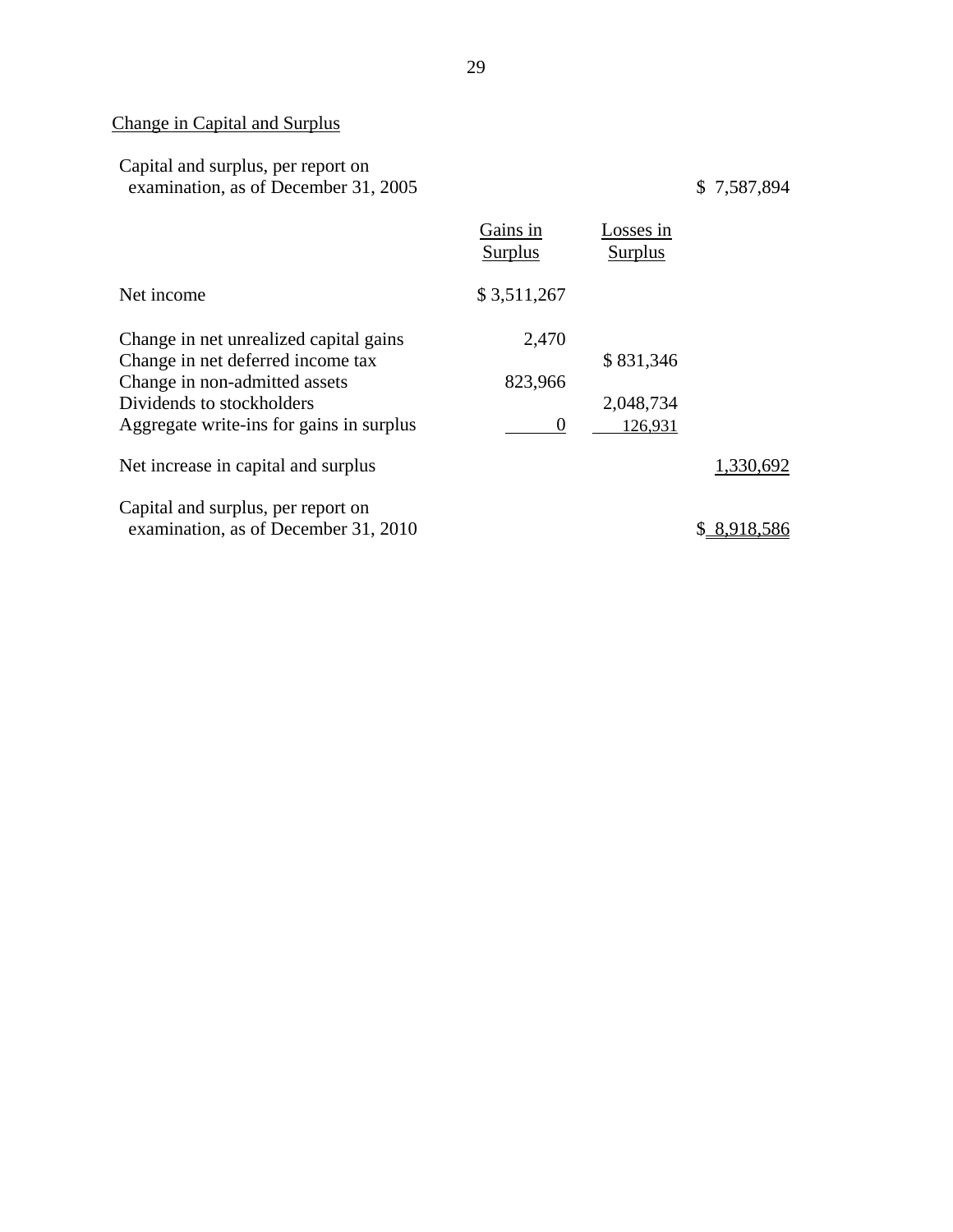Change in Capital and Surplus

| | Gains in Surplus | Losses in Surplus | |
|---|---|---|---|
| Capital and surplus, per report on examination, as of December 31, 2005 | | | $ 7,587,894 |
| Net income | $ 3,511,267 | | |
| Change in net unrealized capital gains | 2,470 | | |
| Change in net deferred income tax | | $ 831,346 | |
| Change in non-admitted assets | 823,966 | | |
| Dividends to stockholders | | 2,048,734 | |
| Aggregate write-ins for gains in surplus | 0 | 126,931 | |
| Net increase in capital and surplus | | | 1,330,692 |
| Capital and surplus, per report on examination, as of December 31, 2010 | | | $ 8,918,586 |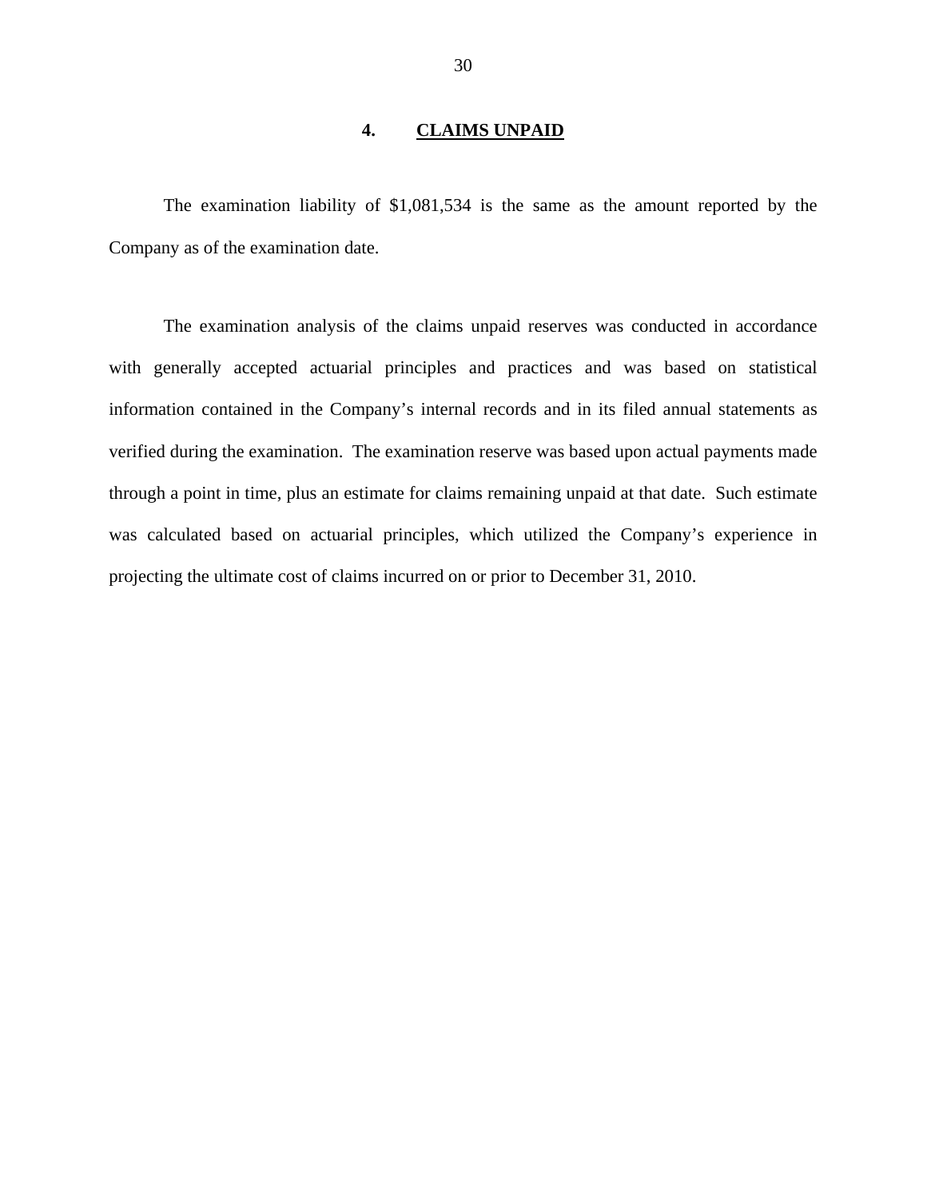## 4. CLAIMS UNPAID

The examination liability of $1,081,534 is the same as the amount reported by the Company as of the examination date.

The examination analysis of the claims unpaid reserves was conducted in accordance with generally accepted actuarial principles and practices and was based on statistical information contained in the Company's internal records and in its filed annual statements as verified during the examination. The examination reserve was based upon actual payments made through a point in time, plus an estimate for claims remaining unpaid at that date. Such estimate was calculated based on actuarial principles, which utilized the Company's experience in projecting the ultimate cost of claims incurred on or prior to December 31, 2010.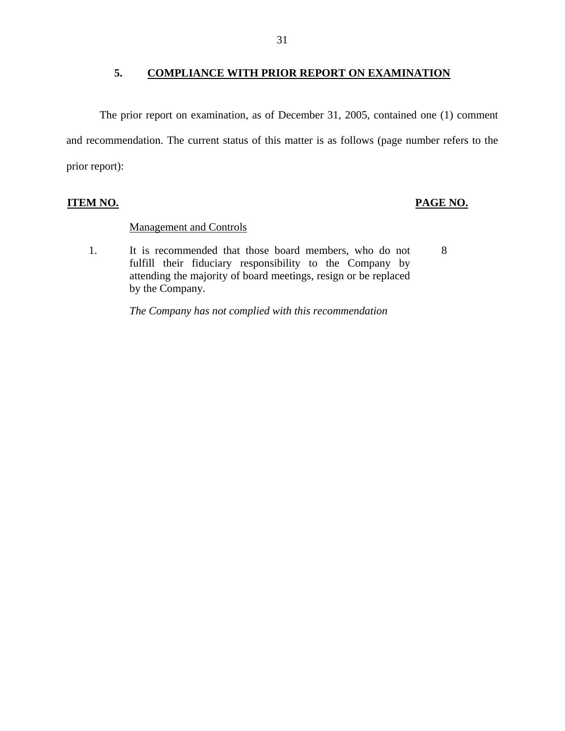## 5. COMPLIANCE WITH PRIOR REPORT ON EXAMINATION

The prior report on examination, as of December 31, 2005, contained one (1) comment and recommendation. The current status of this matter is as follows (page number refers to the prior report):

| ITEM NO. | | PAGE NO. |
|---|---|---|
| | Management and Controls | |
| 1. | It is recommended that those board members, who do not fulfill their fiduciary responsibility to the Company by attending the majority of board meetings, resign or be replaced by the Company. | 8 |
| | *The Company has not complied with this recommendation* | |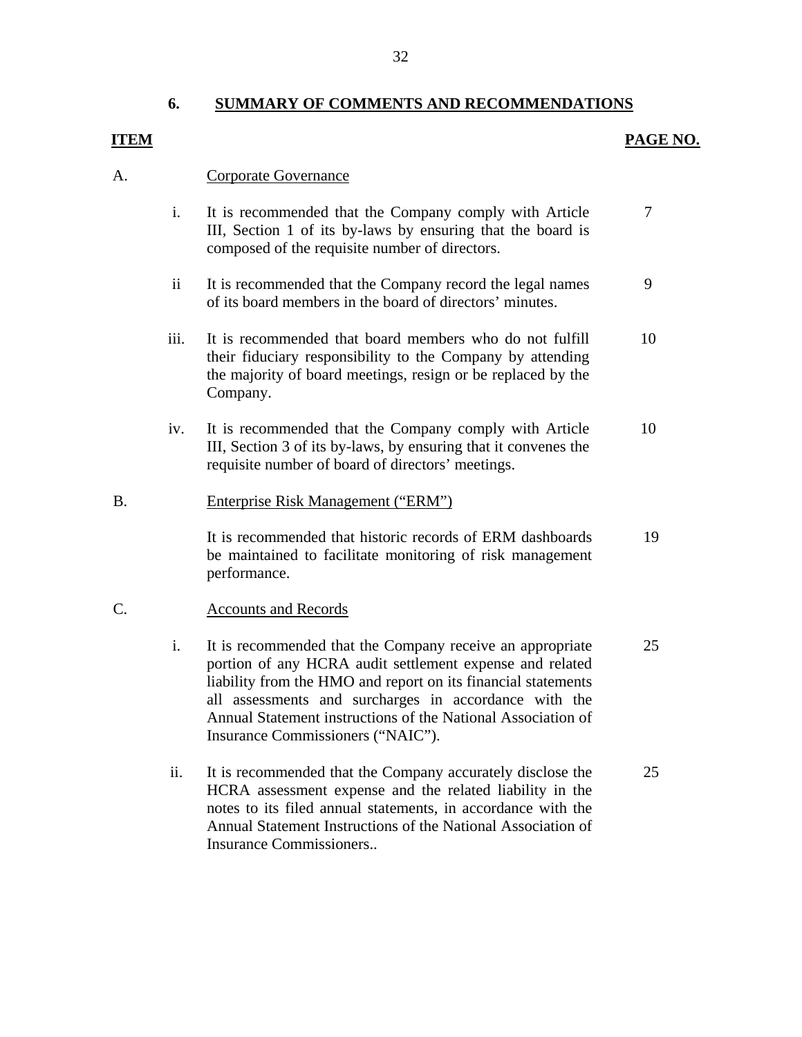## 6. SUMMARY OF COMMENTS AND RECOMMENDATIONS

| ITEM | | | PAGE NO. |
|---|---|---|---|
| A. | | Corporate Governance | |
| | i. | It is recommended that the Company comply with Article III, Section 1 of its by-laws by ensuring that the board is composed of the requisite number of directors. | 7 |
| | ii | It is recommended that the Company record the legal names of its board members in the board of directors' minutes. | 9 |
| | iii. | It is recommended that board members who do not fulfill their fiduciary responsibility to the Company by attending the majority of board meetings, resign or be replaced by the Company. | 10 |
| | iv. | It is recommended that the Company comply with Article III, Section 3 of its by-laws, by ensuring that it convenes the requisite number of board of directors' meetings. | 10 |
| B. | | Enterprise Risk Management ("ERM") | |
| | | It is recommended that historic records of ERM dashboards be maintained to facilitate monitoring of risk management performance. | 19 |
| C. | | Accounts and Records | |
| | i. | It is recommended that the Company receive an appropriate portion of any HCRA audit settlement expense and related liability from the HMO and report on its financial statements all assessments and surcharges in accordance with the Annual Statement instructions of the National Association of Insurance Commissioners ("NAIC"). | 25 |
| | ii. | It is recommended that the Company accurately disclose the HCRA assessment expense and the related liability in the notes to its filed annual statements, in accordance with the Annual Statement Instructions of the National Association of Insurance Commissioners.. | 25 |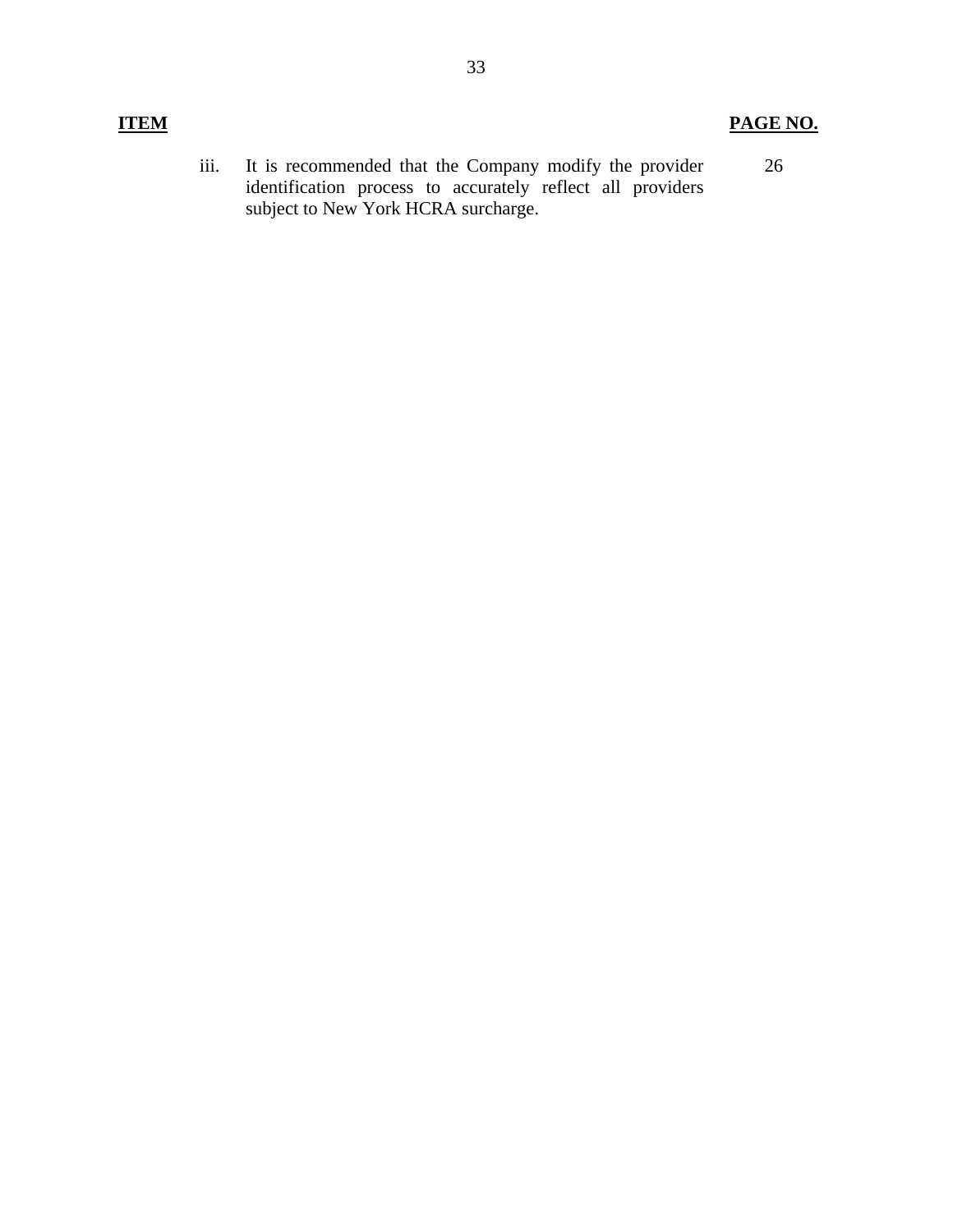| ITEM | | PAGE NO. |
|---|---|---|
| iii. | It is recommended that the Company modify the provider identification process to accurately reflect all providers subject to New York HCRA surcharge. | 26 |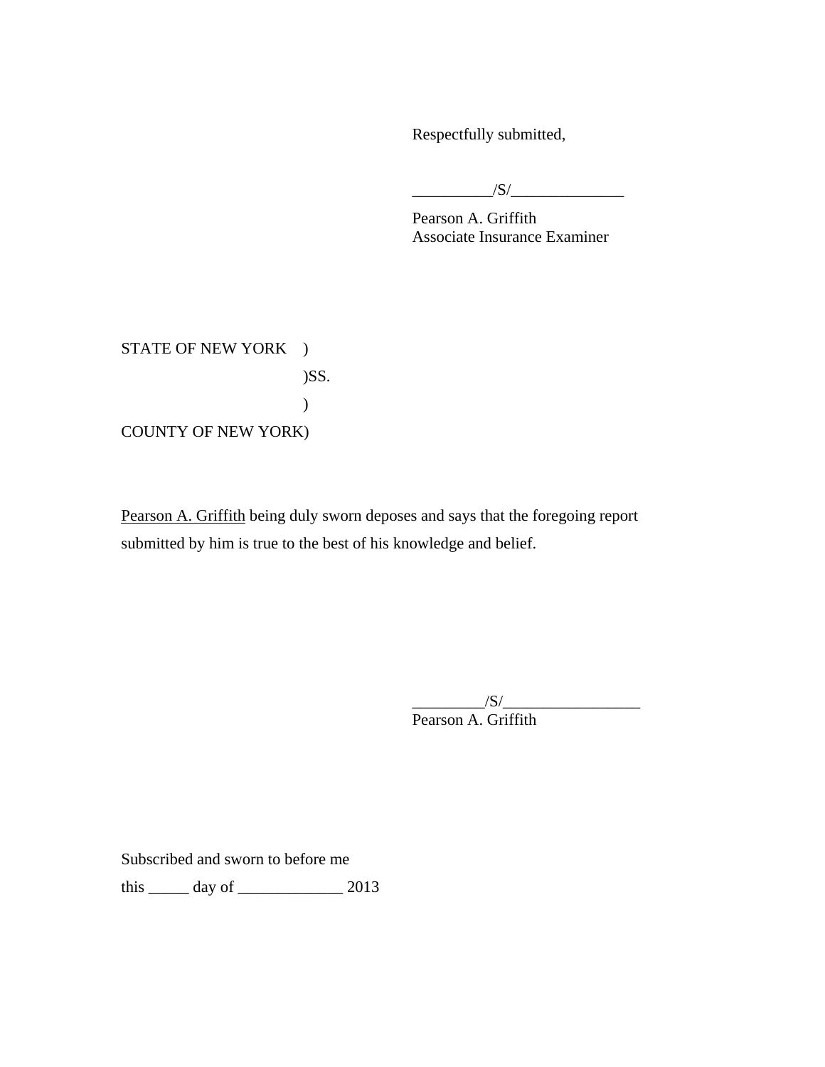Respectfully submitted,

__________/S/______________

Pearson A. Griffith
Associate Insurance Examiner

STATE OF NEW YORK )
)SS.
)
COUNTY OF NEW YORK)

Pearson A. Griffith being duly sworn deposes and says that the foregoing report submitted by him is true to the best of his knowledge and belief.

_________/S/_________________
Pearson A. Griffith

Subscribed and sworn to before me

this _____ day of _____________ 2013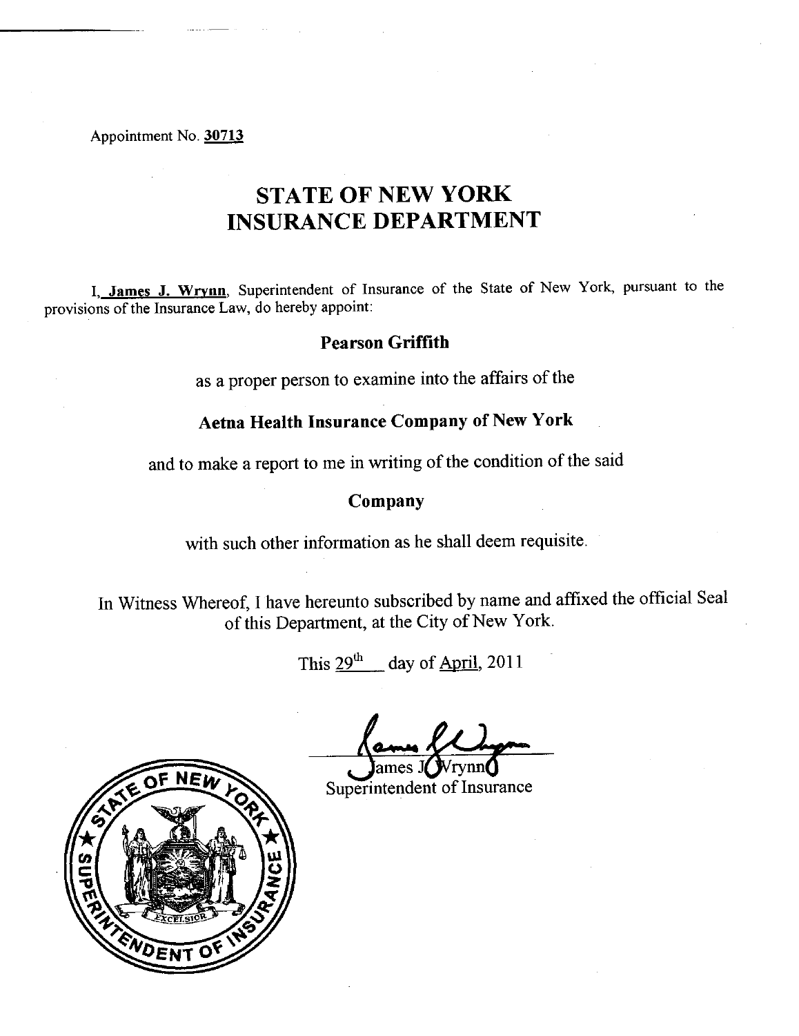Appointment No. **30713**

# STATE OF NEW YORK
# INSURANCE DEPARTMENT

I, **James J. Wrynn**, Superintendent of Insurance of the State of New York, pursuant to the provisions of the Insurance Law, do hereby appoint:

**Pearson Griffith**

as a proper person to examine into the affairs of the

**Aetna Health Insurance Company of New York**

and to make a report to me in writing of the condition of the said

**Company**

with such other information as he shall deem requisite.

In Witness Whereof, I have hereunto subscribed by name and affixed the official Seal of this Department, at the City of New York.

This 29th day of April, 2011

James J. Wrynn
Superintendent of Insurance

STATE OF NEW YORK ★ SUPERINTENDENT OF INSURANCE ★ EXCELSIOR